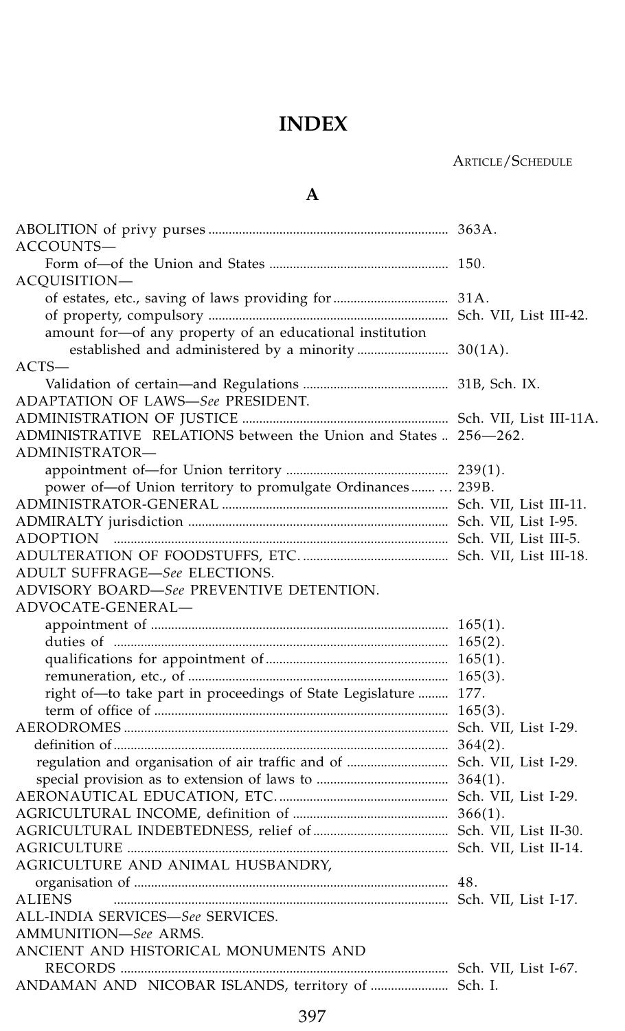# INDEX

ARTICLE/SCHEDULE

## A

| | |
|---|---|
| ABOLITION of privy purses | 363A. |
| ACCOUNTS— | |
| Form of—of the Union and States | 150. |
| ACQUISITION— | |
| of estates, etc., saving of laws providing for | 31A. |
| of property, compulsory | Sch. VII, List III-42. |
| amount for—of any property of an educational institution established and administered by a minority | 30(1A). |
| ACTS— | |
| Validation of certain—and Regulations | 31B, Sch. IX. |
| ADAPTATION OF LAWS—*See* PRESIDENT. | |
| ADMINISTRATION OF JUSTICE | Sch. VII, List III-11A. |
| ADMINISTRATIVE RELATIONS between the Union and States | 256—262. |
| ADMINISTRATOR— | |
| appointment of—for Union territory | 239(1). |
| power of—of Union territory to promulgate Ordinances | 239B. |
| ADMINISTRATOR-GENERAL | Sch. VII, List III-11. |
| ADMIRALTY jurisdiction | Sch. VII, List I-95. |
| ADOPTION | Sch. VII, List III-5. |
| ADULTERATION OF FOODSTUFFS, ETC. | Sch. VII, List III-18. |
| ADULT SUFFRAGE—*See* ELECTIONS. | |
| ADVISORY BOARD—*See* PREVENTIVE DETENTION. | |
| ADVOCATE-GENERAL— | |
| appointment of | 165(1). |
| duties of | 165(2). |
| qualifications for appointment of | 165(1). |
| remuneration, etc., of | 165(3). |
| right of—to take part in proceedings of State Legislature | 177. |
| term of office of | 165(3). |
| AERODROMES | Sch. VII, List I-29. |
| definition of | 364(2). |
| regulation and organisation of air traffic and of | Sch. VII, List I-29. |
| special provision as to extension of laws to | 364(1). |
| AERONAUTICAL EDUCATION, ETC. | Sch. VII, List I-29. |
| AGRICULTURAL INCOME, definition of | 366(1). |
| AGRICULTURAL INDEBTEDNESS, relief of | Sch. VII, List II-30. |
| AGRICULTURE | Sch. VII, List II-14. |
| AGRICULTURE AND ANIMAL HUSBANDRY, organisation of | 48. |
| ALIENS | Sch. VII, List I-17. |
| ALL-INDIA SERVICES—*See* SERVICES. | |
| AMMUNITION—*See* ARMS. | |
| ANCIENT AND HISTORICAL MONUMENTS AND RECORDS | Sch. VII, List I-67. |
| ANDAMAN AND NICOBAR ISLANDS, territory of | Sch. I. |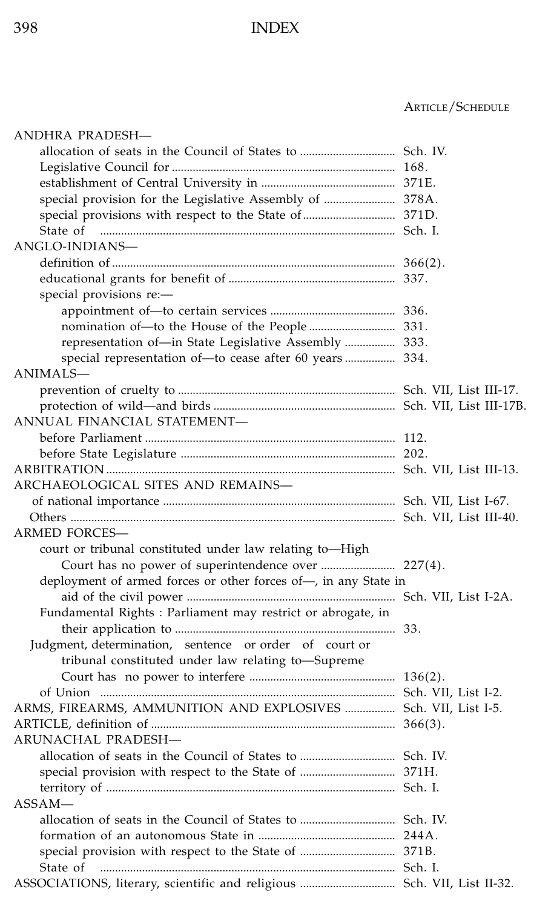# INDEX

| | ARTICLE/SCHEDULE |
|---|---|
| ANDHRA PRADESH— | |
| allocation of seats in the Council of States to | Sch. IV. |
| Legislative Council for | 168. |
| establishment of Central University in | 371E. |
| special provision for the Legislative Assembly of | 378A. |
| special provisions with respect to the State of | 371D. |
| State of | Sch. I. |
| ANGLO-INDIANS— | |
| definition of | 366(2). |
| educational grants for benefit of | 337. |
| special provisions re:— | |
| appointment of—to certain services | 336. |
| nomination of—to the House of the People | 331. |
| representation of—in State Legislative Assembly | 333. |
| special representation of—to cease after 60 years | 334. |
| ANIMALS— | |
| prevention of cruelty to | Sch. VII, List III-17. |
| protection of wild—and birds | Sch. VII, List III-17B. |
| ANNUAL FINANCIAL STATEMENT— | |
| before Parliament | 112. |
| before State Legislature | 202. |
| ARBITRATION | Sch. VII, List III-13. |
| ARCHAEOLOGICAL SITES AND REMAINS— | |
| of national importance | Sch. VII, List I-67. |
| Others | Sch. VII, List III-40. |
| ARMED FORCES— | |
| court or tribunal constituted under law relating to—High Court has no power of superintendence over | 227(4). |
| deployment of armed forces or other forces of—, in any State in aid of the civil power | Sch. VII, List I-2A. |
| Fundamental Rights : Parliament may restrict or abrogate, in their application to | 33. |
| Judgment, determination, sentence or order of court or tribunal constituted under law relating to—Supreme Court has no power to interfere | 136(2). |
| of Union | Sch. VII, List I-2. |
| ARMS, FIREARMS, AMMUNITION AND EXPLOSIVES | Sch. VII, List I-5. |
| ARTICLE, definition of | 366(3). |
| ARUNACHAL PRADESH— | |
| allocation of seats in the Council of States to | Sch. IV. |
| special provision with respect to the State of | 371H. |
| territory of | Sch. I. |
| ASSAM— | |
| allocation of seats in the Council of States to | Sch. IV. |
| formation of an autonomous State in | 244A. |
| special provision with respect to the State of | 371B. |
| State of | Sch. I. |
| ASSOCIATIONS, literary, scientific and religious | Sch. VII, List II-32. |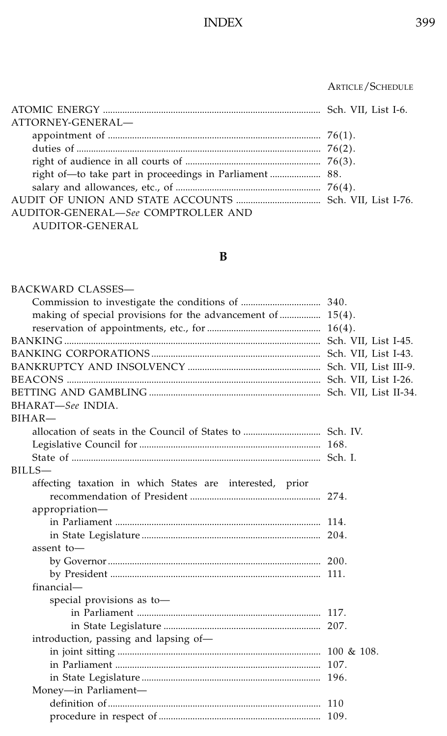ARTICLE/SCHEDULE

ATOMIC ENERGY .......... Sch. VII, List I-6.

ATTORNEY-GENERAL—

- appointment of .......... 76(1).
- duties of .......... 76(2).
- right of audience in all courts of .......... 76(3).
- right of—to take part in proceedings in Parliament .......... 88.
- salary and allowances, etc., of .......... 76(4).

AUDIT OF UNION AND STATE ACCOUNTS .......... Sch. VII, List I-76.

AUDITOR-GENERAL—*See* COMPTROLLER AND AUDITOR-GENERAL

## B

BACKWARD CLASSES—

- Commission to investigate the conditions of .......... 340.
- making of special provisions for the advancement of .......... 15(4).
- reservation of appointments, etc., for .......... 16(4).

BANKING .......... Sch. VII, List I-45.

BANKING CORPORATIONS .......... Sch. VII, List I-43.

BANKRUPTCY AND INSOLVENCY .......... Sch. VII, List III-9.

BEACONS .......... Sch. VII, List I-26.

BETTING AND GAMBLING .......... Sch. VII, List II-34.

BHARAT—*See* INDIA.

BIHAR—

- allocation of seats in the Council of States to .......... Sch. IV.
- Legislative Council for .......... 168.
- State of .......... Sch. I.

BILLS—

- affecting taxation in which States are interested, prior recommendation of President .......... 274.
- appropriation—
  - in Parliament .......... 114.
  - in State Legislature .......... 204.
- assent to—
  - by Governor .......... 200.
  - by President .......... 111.
- financial—
  - special provisions as to—
    - in Parliament .......... 117.
    - in State Legislature .......... 207.
- introduction, passing and lapsing of—
  - in joint sitting .......... 100 & 108.
  - in Parliament .......... 107.
  - in State Legislature .......... 196.
- Money—in Parliament—
  - definition of .......... 110
  - procedure in respect of .......... 109.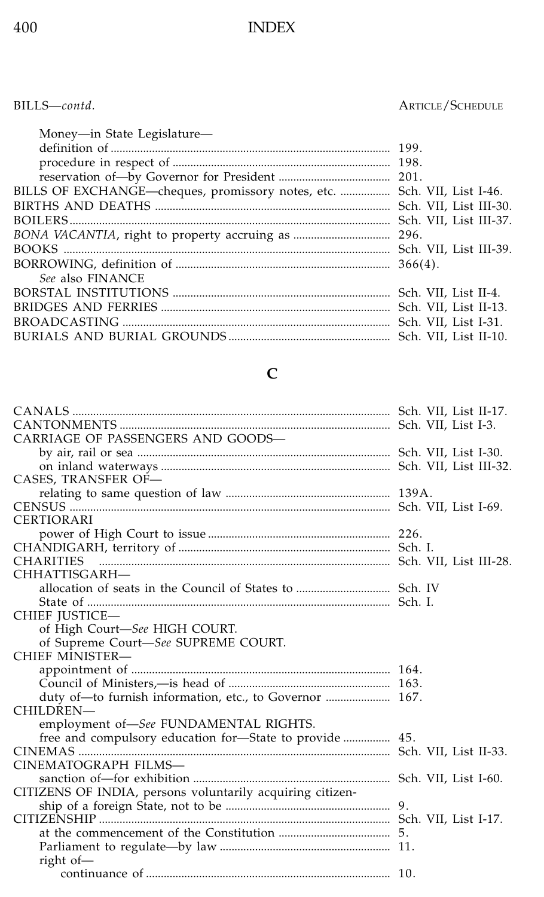BILLS—*contd.* ARTICLE/SCHEDULE

| | |
|---|---|
| Money—in State Legislature— | |
| definition of | 199. |
| procedure in respect of | 198. |
| reservation of—by Governor for President | 201. |
| BILLS OF EXCHANGE—cheques, promissory notes, etc. | Sch. VII, List I-46. |
| BIRTHS AND DEATHS | Sch. VII, List III-30. |
| BOILERS | Sch. VII, List III-37. |
| *BONA VACANTIA*, right to property accruing as | 296. |
| BOOKS | Sch. VII, List III-39. |
| BORROWING, definition of | 366(4). |
| *See* also FINANCE | |
| BORSTAL INSTITUTIONS | Sch. VII, List II-4. |
| BRIDGES AND FERRIES | Sch. VII, List II-13. |
| BROADCASTING | Sch. VII, List I-31. |
| BURIALS AND BURIAL GROUNDS | Sch. VII, List II-10. |

## C

| | |
|---|---|
| CANALS | Sch. VII, List II-17. |
| CANTONMENTS | Sch. VII, List I-3. |
| CARRIAGE OF PASSENGERS AND GOODS— | |
| by air, rail or sea | Sch. VII, List I-30. |
| on inland waterways | Sch. VII, List III-32. |
| CASES, TRANSFER OF— | |
| relating to same question of law | 139A. |
| CENSUS | Sch. VII, List I-69. |
| CERTIORARI | |
| power of High Court to issue | 226. |
| CHANDIGARH, territory of | Sch. I. |
| CHARITIES | Sch. VII, List III-28. |
| CHHATTISGARH— | |
| allocation of seats in the Council of States to | Sch. IV |
| State of | Sch. I. |
| CHIEF JUSTICE— | |
| of High Court—*See* HIGH COURT. | |
| of Supreme Court—*See* SUPREME COURT. | |
| CHIEF MINISTER— | |
| appointment of | 164. |
| Council of Ministers,—is head of | 163. |
| duty of—to furnish information, etc., to Governor | 167. |
| CHILDREN— | |
| employment of—*See* FUNDAMENTAL RIGHTS. | |
| free and compulsory education for—State to provide | 45. |
| CINEMAS | Sch. VII, List II-33. |
| CINEMATOGRAPH FILMS— | |
| sanction of—for exhibition | Sch. VII, List I-60. |
| CITIZENS OF INDIA, persons voluntarily acquiring citizenship of a foreign State, not to be | 9. |
| CITIZENSHIP | Sch. VII, List I-17. |
| at the commencement of the Constitution | 5. |
| Parliament to regulate—by law | 11. |
| right of— | |
| continuance of | 10. |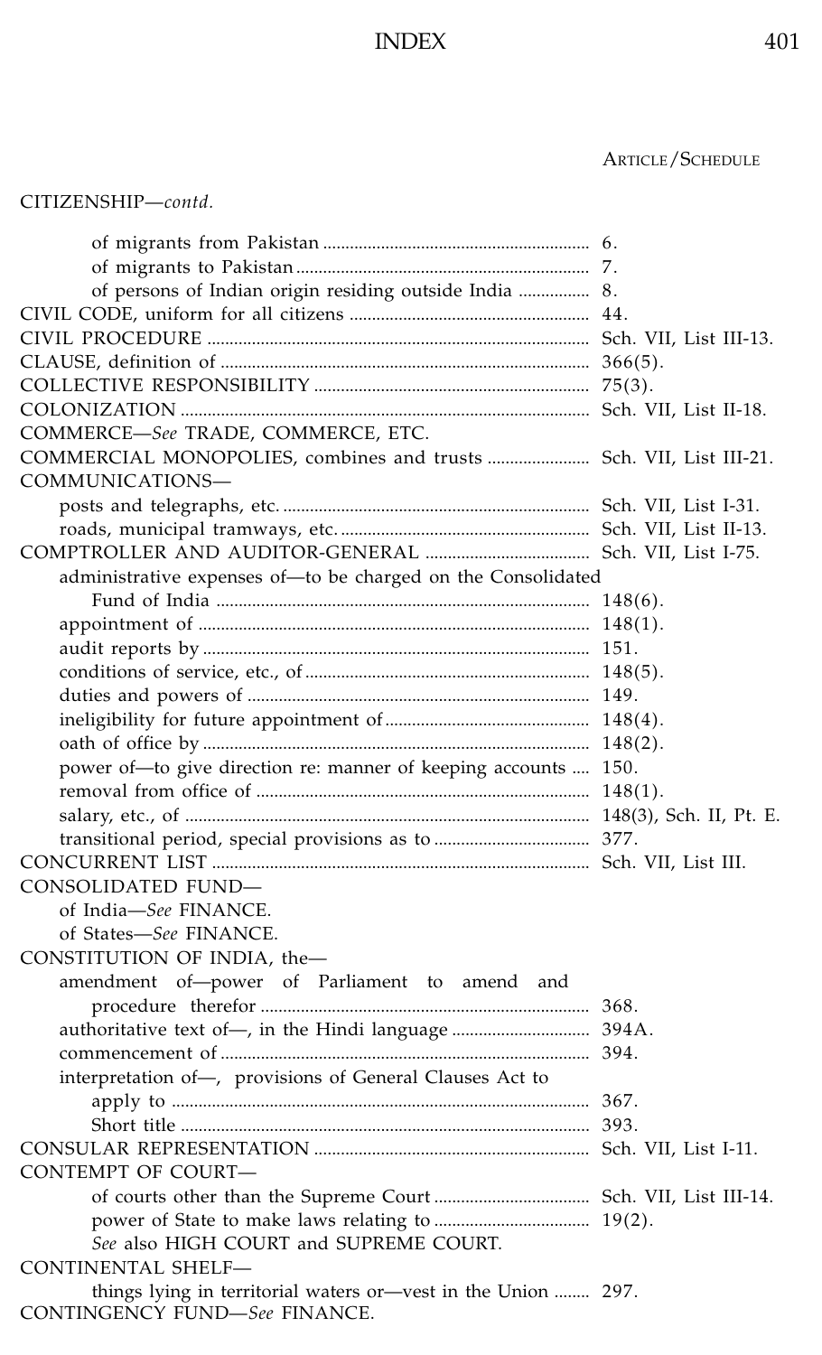| | ARTICLE/SCHEDULE |
|---|---|
| CITIZENSHIP—*contd.* | |
| of migrants from Pakistan | 6. |
| of migrants to Pakistan | 7. |
| of persons of Indian origin residing outside India | 8. |
| CIVIL CODE, uniform for all citizens | 44. |
| CIVIL PROCEDURE | Sch. VII, List III-13. |
| CLAUSE, definition of | 366(5). |
| COLLECTIVE RESPONSIBILITY | 75(3). |
| COLONIZATION | Sch. VII, List II-18. |
| COMMERCE—*See* TRADE, COMMERCE, ETC. | |
| COMMERCIAL MONOPOLIES, combines and trusts | Sch. VII, List III-21. |
| COMMUNICATIONS— | |
| posts and telegraphs, etc. | Sch. VII, List I-31. |
| roads, municipal tramways, etc. | Sch. VII, List II-13. |
| COMPTROLLER AND AUDITOR-GENERAL | Sch. VII, List I-75. |
| administrative expenses of—to be charged on the Consolidated Fund of India | 148(6). |
| appointment of | 148(1). |
| audit reports by | 151. |
| conditions of service, etc., of | 148(5). |
| duties and powers of | 149. |
| ineligibility for future appointment of | 148(4). |
| oath of office by | 148(2). |
| power of—to give direction re: manner of keeping accounts | 150. |
| removal from office of | 148(1). |
| salary, etc., of | 148(3), Sch. II, Pt. E. |
| transitional period, special provisions as to | 377. |
| CONCURRENT LIST | Sch. VII, List III. |
| CONSOLIDATED FUND— | |
| of India—*See* FINANCE. | |
| of States—*See* FINANCE. | |
| CONSTITUTION OF INDIA, the— | |
| amendment of—power of Parliament to amend and procedure therefor | 368. |
| authoritative text of—, in the Hindi language | 394A. |
| commencement of | 394. |
| interpretation of—, provisions of General Clauses Act to apply to | 367. |
| Short title | 393. |
| CONSULAR REPRESENTATION | Sch. VII, List I-11. |
| CONTEMPT OF COURT— | |
| of courts other than the Supreme Court | Sch. VII, List III-14. |
| power of State to make laws relating to | 19(2). |
| *See* also HIGH COURT and SUPREME COURT. | |
| CONTINENTAL SHELF— | |
| things lying in territorial waters or—vest in the Union | 297. |
| CONTINGENCY FUND—*See* FINANCE. | |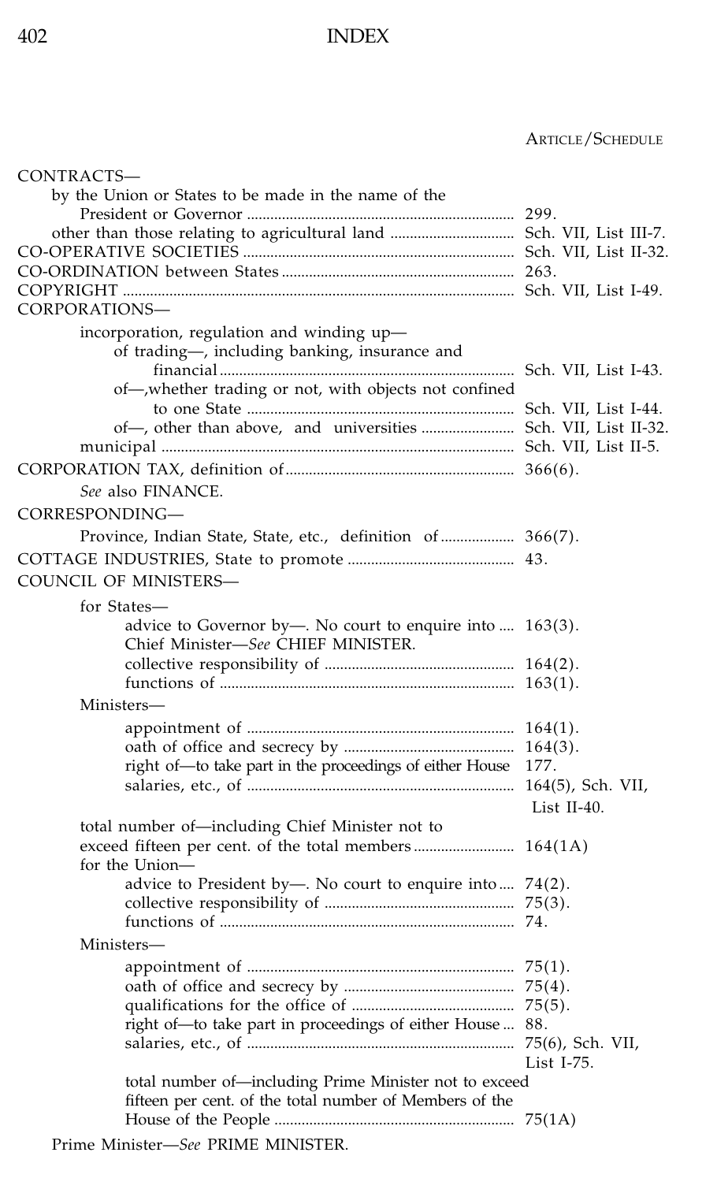ARTICLE/SCHEDULE

CONTRACTS—

- by the Union or States to be made in the name of the President or Governor .... 299.
- other than those relating to agricultural land .... Sch. VII, List III-7.

CO-OPERATIVE SOCIETIES .... Sch. VII, List II-32.

CO-ORDINATION between States .... 263.

COPYRIGHT .... Sch. VII, List I-49.

CORPORATIONS—

- incorporation, regulation and winding up—
  - of trading—, including banking, insurance and financial .... Sch. VII, List I-43.
  - of—, whether trading or not, with objects not confined to one State .... Sch. VII, List I-44.
  - of—, other than above, and universities .... Sch. VII, List II-32.
- municipal .... Sch. VII, List II-5.

CORPORATION TAX, definition of .... 366(6).

- *See* also FINANCE.

CORRESPONDING—

- Province, Indian State, State, etc., definition of .... 366(7).

COTTAGE INDUSTRIES, State to promote .... 43.

COUNCIL OF MINISTERS—

- for States—
  - advice to Governor by—. No court to enquire into .... 163(3).
  - Chief Minister—*See* CHIEF MINISTER.
  - collective responsibility of .... 164(2).
  - functions of .... 163(1).
- Ministers—
  - appointment of .... 164(1).
  - oath of office and secrecy by .... 164(3).
  - right of—to take part in the proceedings of either House 177.
  - salaries, etc., of .... 164(5), Sch. VII, List II-40.
- total number of—including Chief Minister not to exceed fifteen per cent. of the total members .... 164(1A)
- for the Union—
  - advice to President by—. No court to enquire into .... 74(2).
  - collective responsibility of .... 75(3).
  - functions of .... 74.
- Ministers—
  - appointment of .... 75(1).
  - oath of office and secrecy by .... 75(4).
  - qualifications for the office of .... 75(5).
  - right of—to take part in proceedings of either House .... 88.
  - salaries, etc., of .... 75(6), Sch. VII, List I-75.
  - total number of—including Prime Minister not to exceed fifteen per cent. of the total number of Members of the House of the People .... 75(1A)
- Prime Minister—*See* PRIME MINISTER.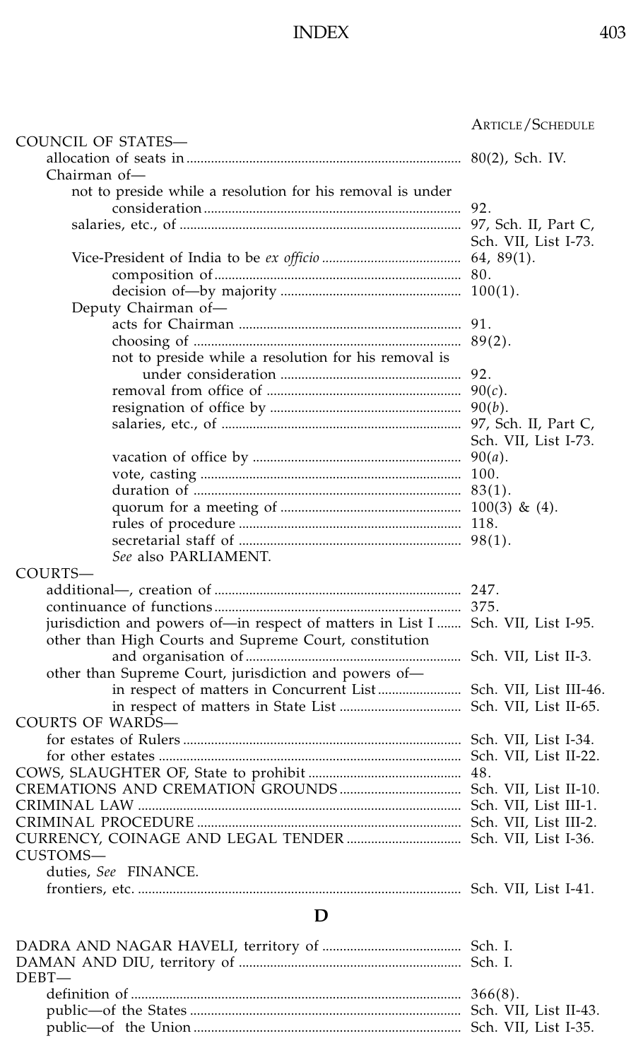ARTICLE/SCHEDULE

COUNCIL OF STATES—
- allocation of seats in .......... 80(2), Sch. IV.
- Chairman of—
  - not to preside while a resolution for his removal is under consideration .......... 92.
  - salaries, etc., of .......... 97, Sch. II, Part C, Sch. VII, List I-73.
  - Vice-President of India to be *ex officio* .......... 64, 89(1).
    - composition of .......... 80.
    - decision of—by majority .......... 100(1).
- Deputy Chairman of—
  - acts for Chairman .......... 91.
  - choosing of .......... 89(2).
  - not to preside while a resolution for his removal is under consideration .......... 92.
  - removal from office of .......... 90(*c*).
  - resignation of office by .......... 90(*b*).
  - salaries, etc., of .......... 97, Sch. II, Part C, Sch. VII, List I-73.
  - vacation of office by .......... 90(*a*).
  - vote, casting .......... 100.
  - duration of .......... 83(1).
  - quorum for a meeting of .......... 100(3) & (4).
  - rules of procedure .......... 118.
  - secretarial staff of .......... 98(1).
  - *See* also PARLIAMENT.

COURTS—
- additional—, creation of .......... 247.
- continuance of functions .......... 375.
- jurisdiction and powers of—in respect of matters in List I .......... Sch. VII, List I-95.
- other than High Courts and Supreme Court, constitution and organisation of .......... Sch. VII, List II-3.
- other than Supreme Court, jurisdiction and powers of—
  - in respect of matters in Concurrent List .......... Sch. VII, List III-46.
  - in respect of matters in State List .......... Sch. VII, List II-65.

COURTS OF WARDS—
- for estates of Rulers .......... Sch. VII, List I-34.
- for other estates .......... Sch. VII, List II-22.

COWS, SLAUGHTER OF, State to prohibit .......... 48.

CREMATIONS AND CREMATION GROUNDS .......... Sch. VII, List II-10.

CRIMINAL LAW .......... Sch. VII, List III-1.

CRIMINAL PROCEDURE .......... Sch. VII, List III-2.

CURRENCY, COINAGE AND LEGAL TENDER .......... Sch. VII, List I-36.

CUSTOMS—
- duties, *See* FINANCE.
- frontiers, etc. .......... Sch. VII, List I-41.

## D

DADRA AND NAGAR HAVELI, territory of .......... Sch. I.

DAMAN AND DIU, territory of .......... Sch. I.

DEBT—
- definition of .......... 366(8).
- public—of the States .......... Sch. VII, List II-43.
- public—of the Union .......... Sch. VII, List I-35.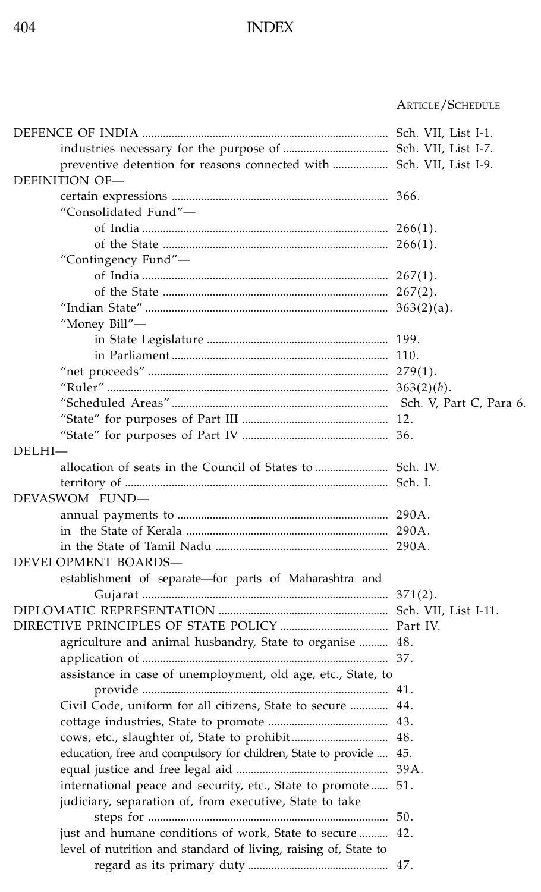# INDEX

| | ARTICLE/SCHEDULE |
|---|---|
| DEFENCE OF INDIA | Sch. VII, List I-1. |
| industries necessary for the purpose of | Sch. VII, List I-7. |
| preventive detention for reasons connected with | Sch. VII, List I-9. |
| DEFINITION OF— | |
| certain expressions | 366. |
| "Consolidated Fund"— | |
| of India | 266(1). |
| of the State | 266(1). |
| "Contingency Fund"— | |
| of India | 267(1). |
| of the State | 267(2). |
| "Indian State" | 363(2)(a). |
| "Money Bill"— | |
| in State Legislature | 199. |
| in Parliament | 110. |
| "net proceeds" | 279(1). |
| "Ruler" | 363(2)(*b*). |
| "Scheduled Areas" | Sch. V, Part C, Para 6. |
| "State" for purposes of Part III | 12. |
| "State" for purposes of Part IV | 36. |
| DELHI— | |
| allocation of seats in the Council of States to | Sch. IV. |
| territory of | Sch. I. |
| DEVASWOM FUND— | |
| annual payments to | 290A. |
| in the State of Kerala | 290A. |
| in the State of Tamil Nadu | 290A. |
| DEVELOPMENT BOARDS— | |
| establishment of separate—for parts of Maharashtra and Gujarat | 371(2). |
| DIPLOMATIC REPRESENTATION | Sch. VII, List I-11. |
| DIRECTIVE PRINCIPLES OF STATE POLICY | Part IV. |
| agriculture and animal husbandry, State to organise | 48. |
| application of | 37. |
| assistance in case of unemployment, old age, etc., State, to provide | 41. |
| Civil Code, uniform for all citizens, State to secure | 44. |
| cottage industries, State to promote | 43. |
| cows, etc., slaughter of, State to prohibit | 48. |
| education, free and compulsory for children, State to provide | 45. |
| equal justice and free legal aid | 39A. |
| international peace and security, etc., State to promote | 51. |
| judiciary, separation of, from executive, State to take steps for | 50. |
| just and humane conditions of work, State to secure | 42. |
| level of nutrition and standard of living, raising of, State to regard as its primary duty | 47. |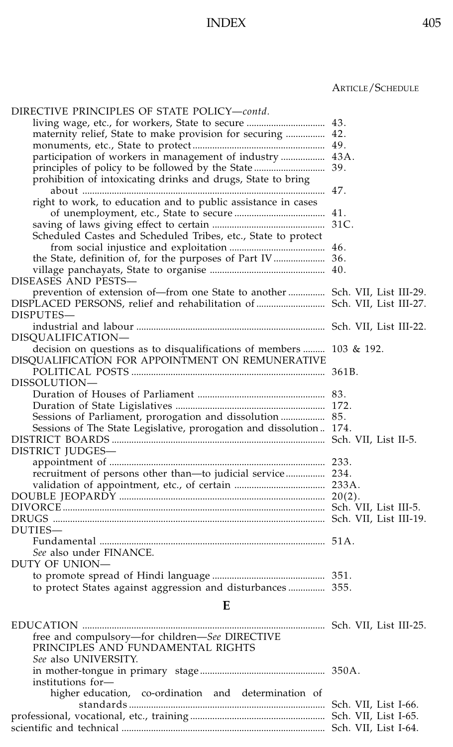ARTICLE/SCHEDULE

DIRECTIVE PRINCIPLES OF STATE POLICY—*contd.*
- living wage, etc., for workers, State to secure ............................... 43.
- maternity relief, State to make provision for securing ................ 42.
- monuments, etc., State to protect ..................................................... 49.
- participation of workers in management of industry .................. 43A.
- principles of policy to be followed by the State ............................ 39.
- prohibition of intoxicating drinks and drugs, State to bring about .................................................................................................. 47.
- right to work, to education and to public assistance in cases of unemployment, etc., State to secure ..................................... 41.
- saving of laws giving effect to certain ............................................. 31C.
- Scheduled Castes and Scheduled Tribes, etc., State to protect from social injustice and exploitation ....................................... 46.
- the State, definition of, for the purposes of Part IV ..................... 36.
- village panchayats, State to organise ............................................... 40.

DISEASES AND PESTS—
- prevention of extension of—from one State to another ............... Sch. VII, List III-29.

DISPLACED PERSONS, relief and rehabilitation of ............................ Sch. VII, List III-27.

DISPUTES—
- industrial and labour ............................................................................ Sch. VII, List III-22.

DISQUALIFICATION—
- decision on questions as to disqualifications of members ......... 103 & 192.

DISQUALIFICATION FOR APPOINTMENT ON REMUNERATIVE POLITICAL POSTS ............................................................................... 361B.

DISSOLUTION—
- Duration of Houses of Parliament .................................................... 83.
- Duration of State Ligislatives ............................................................. 172.
- Sessions of Parliament, prorogation and dissolution .................. 85.
- Sessions of The State Legislative, prorogation and dissolution .. 174.

DISTRICT BOARDS ......................................................................................... Sch. VII, List II-5.

DISTRICT JUDGES—
- appointment of ....................................................................................... 233.
- recruitment of persons other than—to judicial service ............... 234.
- validation of appointment, etc., of certain ..................................... 233A.

DOUBLE JEOPARDY ...................................................................................... 20(2).

DIVORCE ............................................................................................................ Sch. VII, List III-5.

DRUGS ................................................................................................................. Sch. VII, List III-19.

DUTIES—
- Fundamental ........................................................................................... 51A.
- *See* also under FINANCE.

DUTY OF UNION—
- to promote spread of Hindi language .............................................. 351.
- to protect States against aggression and disturbances ............... 355.

## E

EDUCATION .................................................................................................... Sch. VII, List III-25.
- free and compulsory—for children—*See* DIRECTIVE PRINCIPLES AND FUNDAMENTAL RIGHTS
- *See* also UNIVERSITY.
- in mother-tongue in primary stage .................................................. 350A.
- institutions for—
  - higher education, co-ordination and determination of standards ................................................................................... Sch. VII, List I-66.

professional, vocational, etc., training ....................................................... Sch. VII, List I-65.

scientific and technical .................................................................................. Sch. VII, List I-64.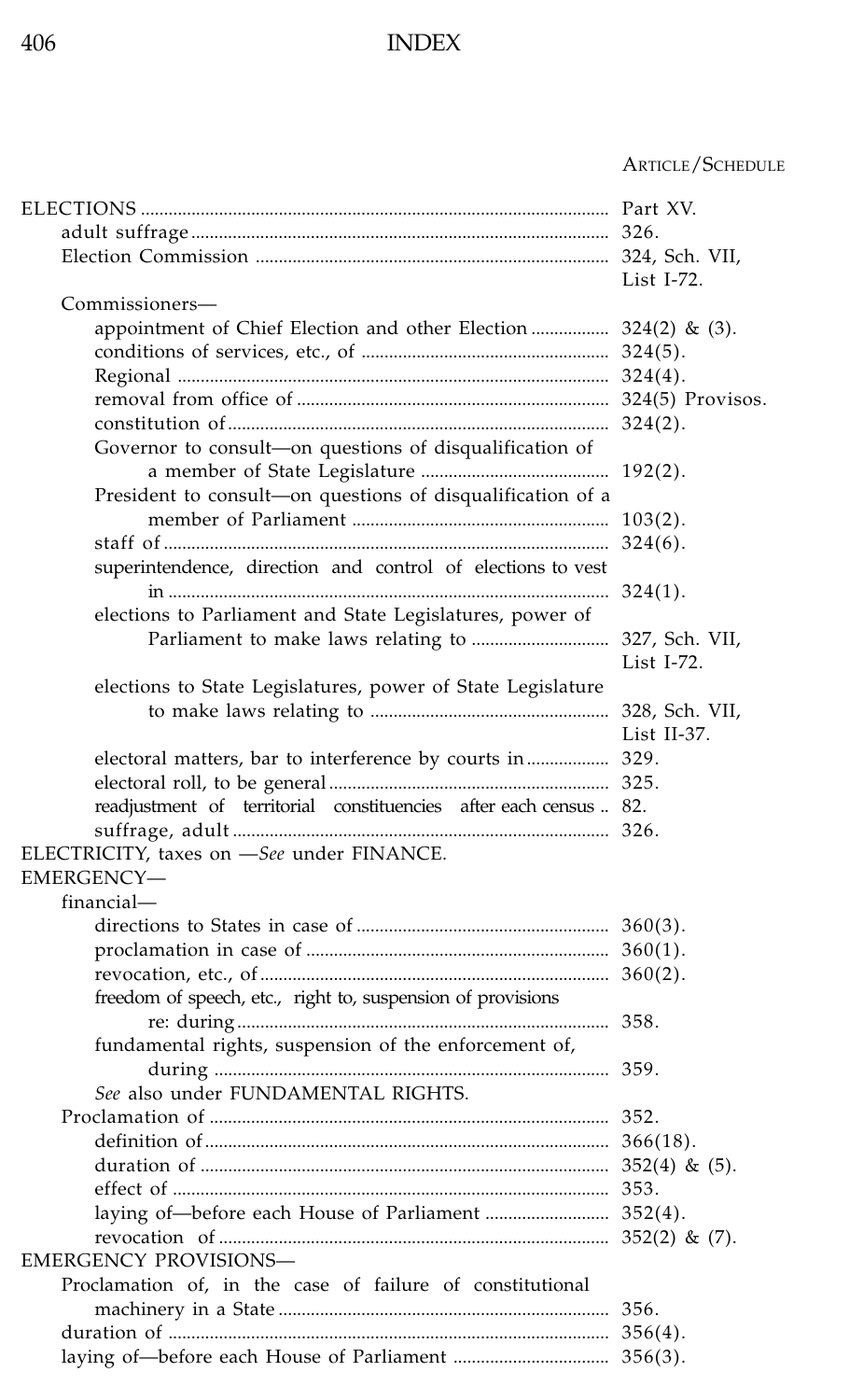# INDEX

| | ARTICLE/SCHEDULE |
|---|---|
| ELECTIONS | Part XV. |
| adult suffrage | 326. |
| Election Commission | 324, Sch. VII, List I-72. |
| Commissioners— | |
| appointment of Chief Election and other Election | 324(2) & (3). |
| conditions of services, etc., of | 324(5). |
| Regional | 324(4). |
| removal from office of | 324(5) Provisos. |
| constitution of | 324(2). |
| Governor to consult—on questions of disqualification of a member of State Legislature | 192(2). |
| President to consult—on questions of disqualification of a member of Parliament | 103(2). |
| staff of | 324(6). |
| superintendence, direction and control of elections to vest in | 324(1). |
| elections to Parliament and State Legislatures, power of Parliament to make laws relating to | 327, Sch. VII, List I-72. |
| elections to State Legislatures, power of State Legislature to make laws relating to | 328, Sch. VII, List II-37. |
| electoral matters, bar to interference by courts in | 329. |
| electoral roll, to be general | 325. |
| readjustment of territorial constituencies after each census | 82. |
| suffrage, adult | 326. |
| ELECTRICITY, taxes on —*See* under FINANCE. | |
| EMERGENCY— | |
| financial— | |
| directions to States in case of | 360(3). |
| proclamation in case of | 360(1). |
| revocation, etc., of | 360(2). |
| freedom of speech, etc., right to, suspension of provisions re: during | 358. |
| fundamental rights, suspension of the enforcement of, during | 359. |
| *See* also under FUNDAMENTAL RIGHTS. | |
| Proclamation of | 352. |
| definition of | 366(18). |
| duration of | 352(4) & (5). |
| effect of | 353. |
| laying of—before each House of Parliament | 352(4). |
| revocation of | 352(2) & (7). |
| EMERGENCY PROVISIONS— | |
| Proclamation of, in the case of failure of constitutional machinery in a State | 356. |
| duration of | 356(4). |
| laying of—before each House of Parliament | 356(3). |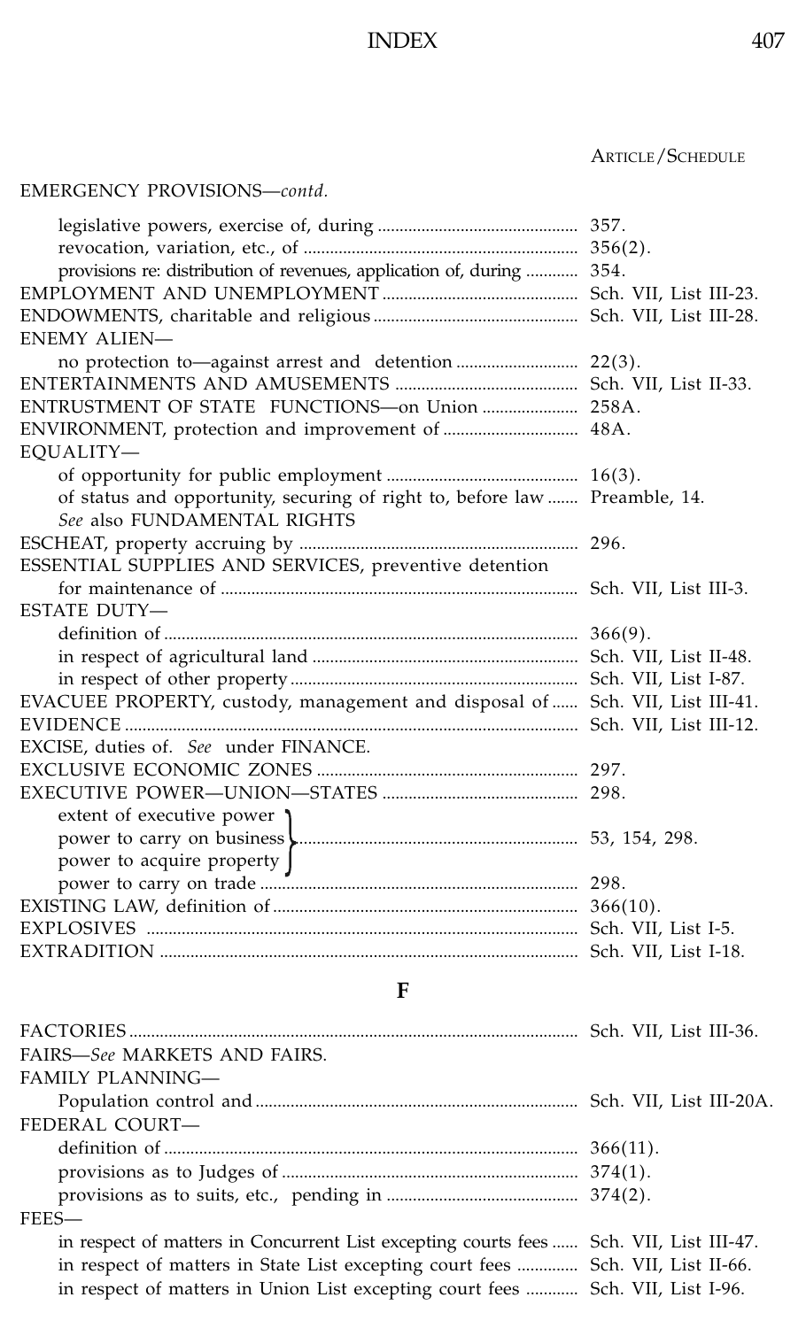ARTICLE/SCHEDULE

EMERGENCY PROVISIONS—*contd.*

| | |
|---|---|
| legislative powers, exercise of, during | 357. |
| revocation, variation, etc., of | 356(2). |
| provisions re: distribution of revenues, application of, during | 354. |
| EMPLOYMENT AND UNEMPLOYMENT | Sch. VII, List III-23. |
| ENDOWMENTS, charitable and religious | Sch. VII, List III-28. |
| ENEMY ALIEN— | |
| no protection to—against arrest and detention | 22(3). |
| ENTERTAINMENTS AND AMUSEMENTS | Sch. VII, List II-33. |
| ENTRUSTMENT OF STATE FUNCTIONS—on Union | 258A. |
| ENVIRONMENT, protection and improvement of | 48A. |
| EQUALITY— | |
| of opportunity for public employment | 16(3). |
| of status and opportunity, securing of right to, before law | Preamble, 14. |
| *See* also FUNDAMENTAL RIGHTS | |
| ESCHEAT, property accruing by | 296. |
| ESSENTIAL SUPPLIES AND SERVICES, preventive detention for maintenance of | Sch. VII, List III-3. |
| ESTATE DUTY— | |
| definition of | 366(9). |
| in respect of agricultural land | Sch. VII, List II-48. |
| in respect of other property | Sch. VII, List I-87. |
| EVACUEE PROPERTY, custody, management and disposal of | Sch. VII, List III-41. |
| EVIDENCE | Sch. VII, List III-12. |
| EXCISE, duties of. *See* under FINANCE. | |
| EXCLUSIVE ECONOMIC ZONES | 297. |
| EXECUTIVE POWER—UNION—STATES | 298. |
| extent of executive power<br>power to carry on business<br>power to acquire property | 53, 154, 298. |
| power to carry on trade | 298. |
| EXISTING LAW, definition of | 366(10). |
| EXPLOSIVES | Sch. VII, List I-5. |
| EXTRADITION | Sch. VII, List I-18. |

## F

| | |
|---|---|
| FACTORIES | Sch. VII, List III-36. |
| FAIRS—*See* MARKETS AND FAIRS. | |
| FAMILY PLANNING— | |
| Population control and | Sch. VII, List III-20A. |
| FEDERAL COURT— | |
| definition of | 366(11). |
| provisions as to Judges of | 374(1). |
| provisions as to suits, etc., pending in | 374(2). |
| FEES— | |
| in respect of matters in Concurrent List excepting courts fees | Sch. VII, List III-47. |
| in respect of matters in State List excepting court fees | Sch. VII, List II-66. |
| in respect of matters in Union List excepting court fees | Sch. VII, List I-96. |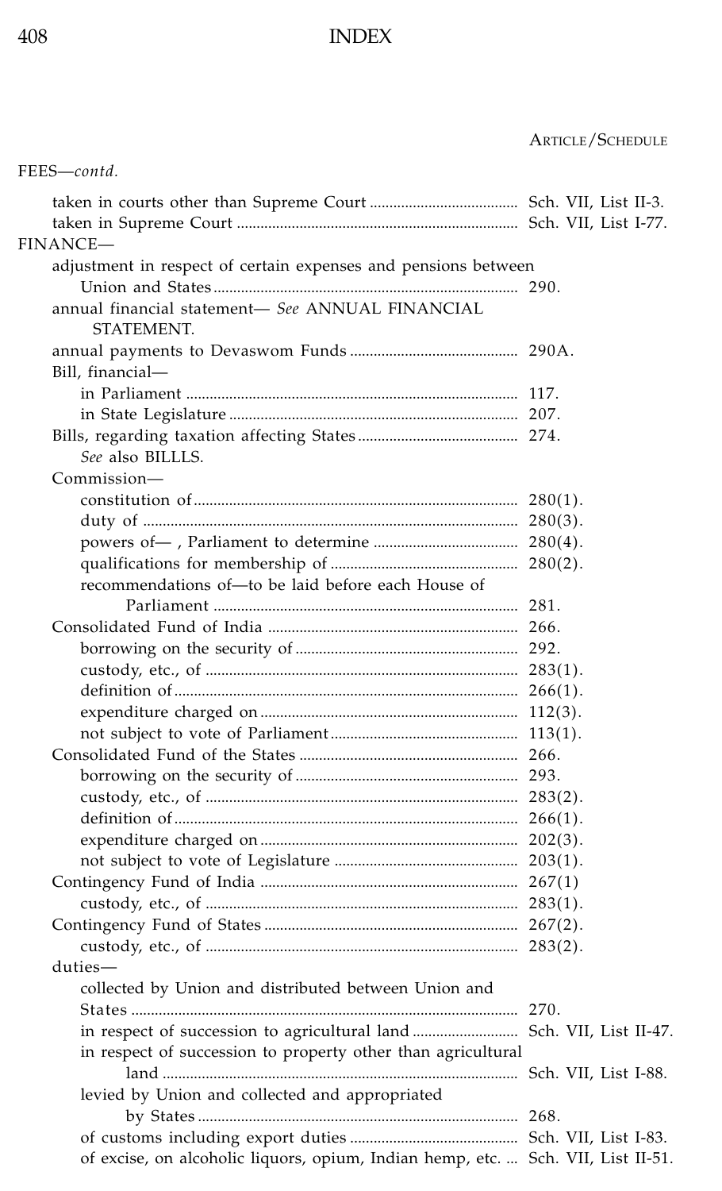ARTICLE/SCHEDULE

FEES—*contd.*

- taken in courts other than Supreme Court ...................................... Sch. VII, List II-3.
- taken in Supreme Court ....................................................................... Sch. VII, List I-77.

FINANCE—

- adjustment in respect of certain expenses and pensions between Union and States ............................................................................. 290.
- annual financial statement— *See* ANNUAL FINANCIAL STATEMENT.
- annual payments to Devaswom Funds ........................................... 290A.
- Bill, financial—
  - in Parliament .................................................................................... 117.
  - in State Legislature ......................................................................... 207.
- Bills, regarding taxation affecting States ......................................... 274.
  - *See* also BILLLS.
- Commission—
  - constitution of .................................................................................. 280(1).
  - duty of .............................................................................................. 280(3).
  - powers of— , Parliament to determine ..................................... 280(4).
  - qualifications for membership of ................................................ 280(2).
  - recommendations of—to be laid before each House of Parliament .............................................................................. 281.
- Consolidated Fund of India ................................................................ 266.
  - borrowing on the security of ......................................................... 292.
  - custody, etc., of ................................................................................ 283(1).
  - definition of ....................................................................................... 266(1).
  - expenditure charged on ................................................................. 112(3).
  - not subject to vote of Parliament ................................................ 113(1).
- Consolidated Fund of the States ........................................................ 266.
  - borrowing on the security of ......................................................... 293.
  - custody, etc., of ................................................................................ 283(2).
  - definition of ....................................................................................... 266(1).
  - expenditure charged on ................................................................. 202(3).
  - not subject to vote of Legislature ............................................... 203(1).
- Contingency Fund of India ................................................................. 267(1)
  - custody, etc., of ................................................................................ 283(1).
- Contingency Fund of States ................................................................ 267(2).
  - custody, etc., of ................................................................................ 283(2).
- duties—
  - collected by Union and distributed between Union and States .................................................................................................. 270.
  - in respect of succession to agricultural land ........................... Sch. VII, List II-47.
  - in respect of succession to property other than agricultural land .......................................................................................... Sch. VII, List I-88.
  - levied by Union and collected and appropriated by States .................................................................................. 268.
  - of customs including export duties ........................................... Sch. VII, List I-83.
  - of excise, on alcoholic liquors, opium, Indian hemp, etc. ... Sch. VII, List II-51.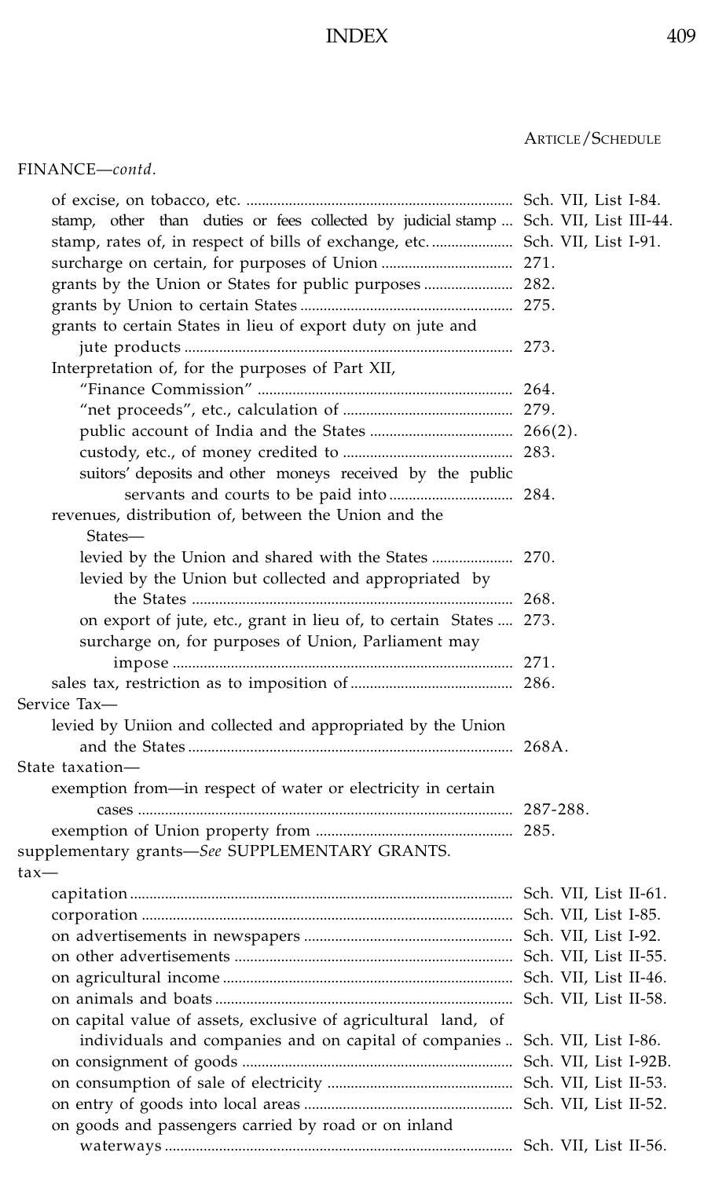ARTICLE/SCHEDULE

FINANCE—*contd.*

- of excise, on tobacco, etc. .................................................................... Sch. VII, List I-84.
- stamp, other than duties or fees collected by judicial stamp ... Sch. VII, List III-44.
- stamp, rates of, in respect of bills of exchange, etc. ..................... Sch. VII, List I-91.
- surcharge on certain, for purposes of Union ................................. 271.
- grants by the Union or States for public purposes ...................... 282.
- grants by Union to certain States ...................................................... 275.
- grants to certain States in lieu of export duty on jute and jute products .................................................................................... 273.
- Interpretation of, for the purposes of Part XII,
  - "Finance Commission" ................................................................. 264.
  - "net proceeds", etc., calculation of ........................................... 279.
  - public account of India and the States .................................... 266(2).
  - custody, etc., of money credited to ........................................... 283.
  - suitors' deposits and other moneys received by the public servants and courts to be paid into ................................ 284.
- revenues, distribution of, between the Union and the States—
  - levied by the Union and shared with the States .................... 270.
  - levied by the Union but collected and appropriated by the States .................................................................................. 268.
  - on export of jute, etc., grant in lieu of, to certain States .... 273.
  - surcharge on, for purposes of Union, Parliament may impose ...................................................................................... 271.
- sales tax, restriction as to imposition of .......................................... 286.

Service Tax—

- levied by Uniion and collected and appropriated by the Union and the States ................................................................................... 268A.

State taxation—

- exemption from—in respect of water or electricity in certain cases ................................................................................................ 287-288.
- exemption of Union property from .................................................. 285.

supplementary grants—*See* SUPPLEMENTARY GRANTS.

tax—

- capitation ................................................................................................. Sch. VII, List II-61.
- corporation .............................................................................................. Sch. VII, List I-85.
- on advertisements in newspapers ..................................................... Sch. VII, List I-92.
- on other advertisements ....................................................................... Sch. VII, List II-55.
- on agricultural income .......................................................................... Sch. VII, List II-46.
- on animals and boats ............................................................................ Sch. VII, List II-58.
- on capital value of assets, exclusive of agricultural land, of individuals and companies and on capital of companies .. Sch. VII, List I-86.
- on consignment of goods ..................................................................... Sch. VII, List I-92B.
- on consumption of sale of electricity ............................................... Sch. VII, List II-53.
- on entry of goods into local areas ..................................................... Sch. VII, List II-52.
- on goods and passengers carried by road or on inland waterways ........................................................................................ Sch. VII, List II-56.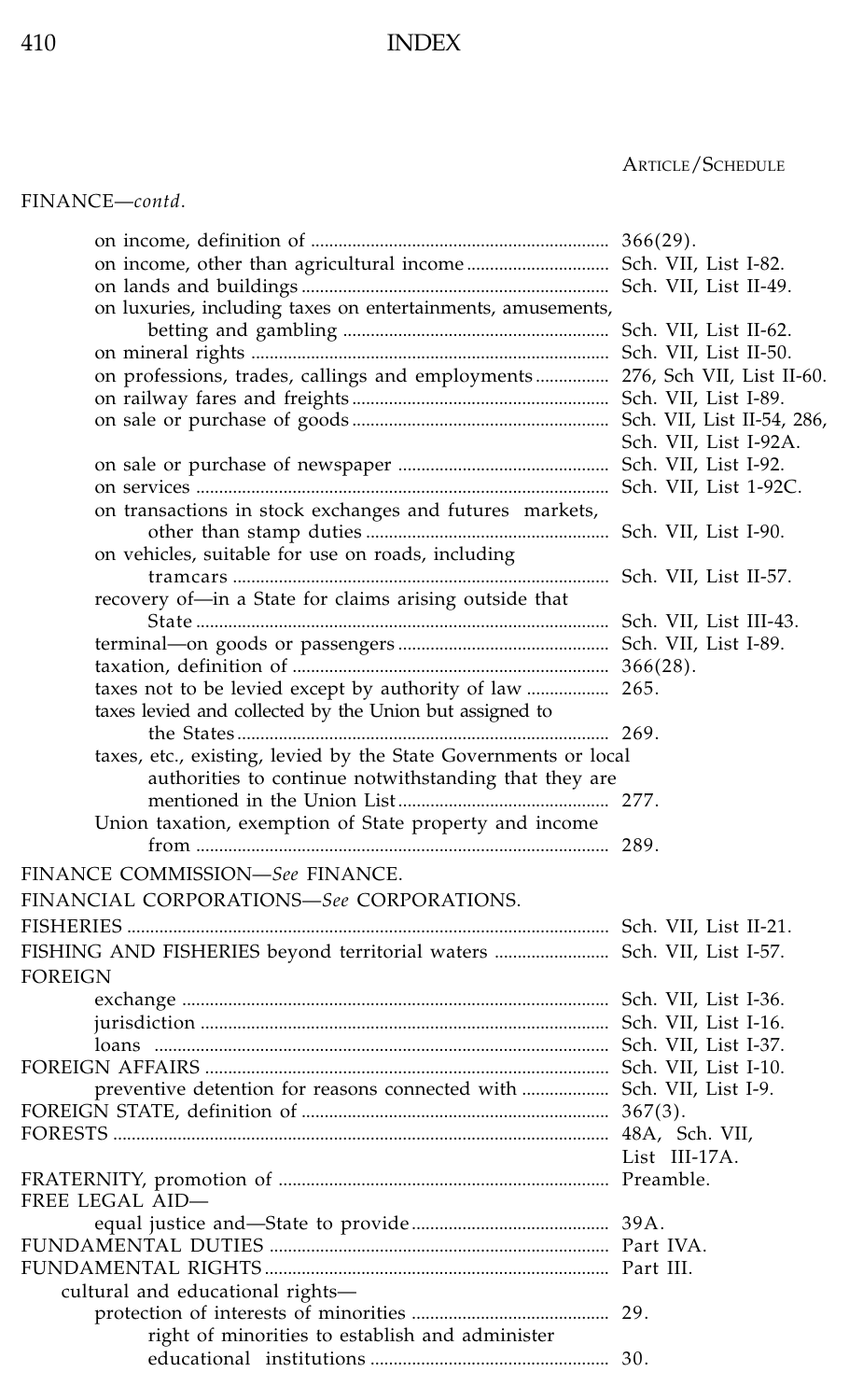ARTICLE/SCHEDULE

FINANCE—*contd.*

| | |
|---|---|
| on income, definition of | 366(29). |
| on income, other than agricultural income | Sch. VII, List I-82. |
| on lands and buildings | Sch. VII, List II-49. |
| on luxuries, including taxes on entertainments, amusements, betting and gambling | Sch. VII, List II-62. |
| on mineral rights | Sch. VII, List II-50. |
| on professions, trades, callings and employments | 276, Sch VII, List II-60. |
| on railway fares and freights | Sch. VII, List I-89. |
| on sale or purchase of goods | Sch. VII, List II-54, 286, Sch. VII, List I-92A. |
| on sale or purchase of newspaper | Sch. VII, List I-92. |
| on services | Sch. VII, List 1-92C. |
| on transactions in stock exchanges and futures markets, other than stamp duties | Sch. VII, List I-90. |
| on vehicles, suitable for use on roads, including tramcars | Sch. VII, List II-57. |
| recovery of—in a State for claims arising outside that State | Sch. VII, List III-43. |
| terminal—on goods or passengers | Sch. VII, List I-89. |
| taxation, definition of | 366(28). |
| taxes not to be levied except by authority of law | 265. |
| taxes levied and collected by the Union but assigned to the States | 269. |
| taxes, etc., existing, levied by the State Governments or local authorities to continue notwithstanding that they are mentioned in the Union List | 277. |
| Union taxation, exemption of State property and income from | 289. |

FINANCE COMMISSION—*See* FINANCE.

FINANCIAL CORPORATIONS—*See* CORPORATIONS.

| | |
|---|---|
| FISHERIES | Sch. VII, List II-21. |
| FISHING AND FISHERIES beyond territorial waters | Sch. VII, List I-57. |
| FOREIGN | |
| exchange | Sch. VII, List I-36. |
| jurisdiction | Sch. VII, List I-16. |
| loans | Sch. VII, List I-37. |
| FOREIGN AFFAIRS | Sch. VII, List I-10. |
| preventive detention for reasons connected with | Sch. VII, List I-9. |
| FOREIGN STATE, definition of | 367(3). |
| FORESTS | 48A, Sch. VII, List III-17A. |
| FRATERNITY, promotion of | Preamble. |
| FREE LEGAL AID— | |
| equal justice and—State to provide | 39A. |
| FUNDAMENTAL DUTIES | Part IVA. |
| FUNDAMENTAL RIGHTS | Part III. |
| cultural and educational rights— | |
| protection of interests of minorities | 29. |
| right of minorities to establish and administer educational institutions | 30. |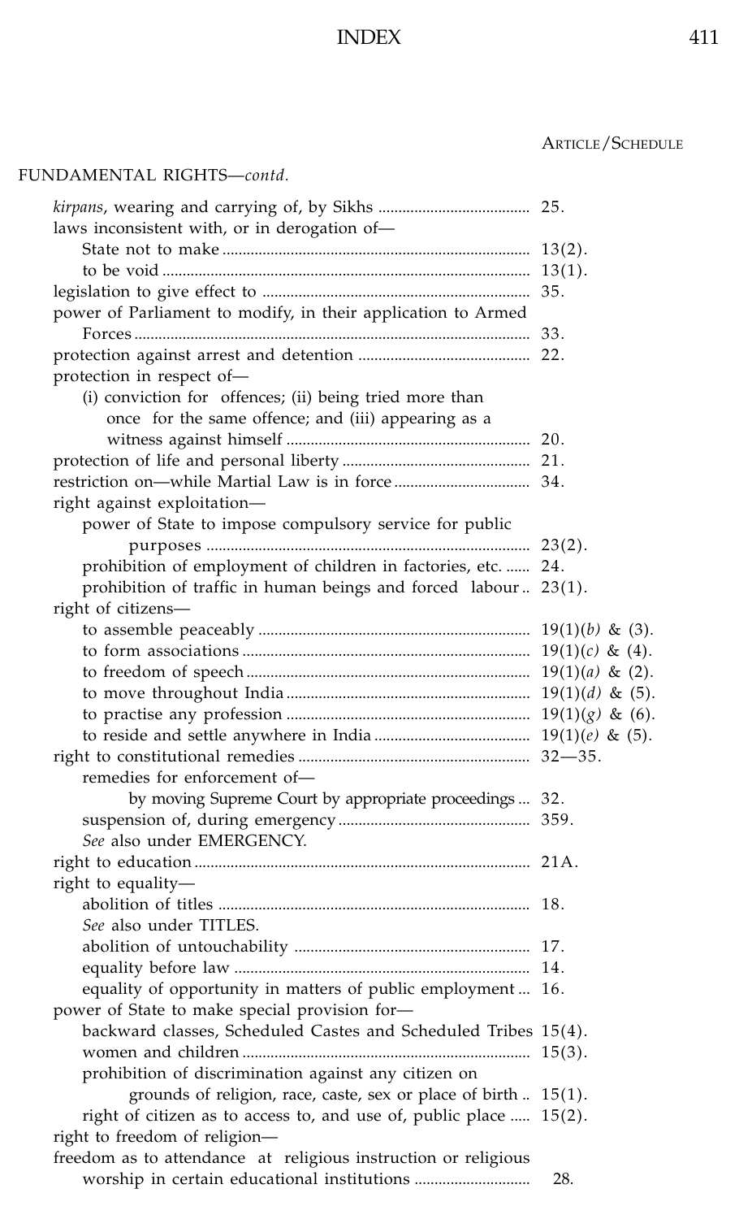ARTICLE/SCHEDULE

FUNDAMENTAL RIGHTS—*contd.*

*kirpans*, wearing and carrying of, by Sikhs ..................................... 25.
laws inconsistent with, or in derogation of—
    State not to make ............................................................................ 13(2).
    to be void ........................................................................................ 13(1).
legislation to give effect to .................................................................. 35.
power of Parliament to modify, in their application to Armed
    Forces ................................................................................................ 33.
protection against arrest and detention ........................................... 22.
protection in respect of—
    (i) conviction for offences; (ii) being tried more than
        once for the same offence; and (iii) appearing as a
        witness against himself ............................................................. 20.
protection of life and personal liberty ............................................... 21.
restriction on—while Martial Law is in force .................................. 34.
right against exploitation—
    power of State to impose compulsory service for public
            purposes ................................................................................ 23(2).
    prohibition of employment of children in factories, etc. ...... 24.
    prohibition of traffic in human beings and forced labour .. 23(1).
right of citizens—
    to assemble peaceably ................................................................... 19(1)(*b*) & (3).
    to form associations ....................................................................... 19(1)(*c*) & (4).
    to freedom of speech ...................................................................... 19(1)(*a*) & (2).
    to move throughout India ............................................................ 19(1)(*d*) & (5).
    to practise any profession ............................................................ 19(1)(*g*) & (6).
    to reside and settle anywhere in India ...................................... 19(1)(*e*) & (5).
right to constitutional remedies .......................................................... 32—35.
    remedies for enforcement of—
        by moving Supreme Court by appropriate proceedings ... 32.
    suspension of, during emergency ............................................... 359.
    *See* also under EMERGENCY.
right to education ................................................................................... 21A.
right to equality—
    abolition of titles ............................................................................. 18.
    *See* also under TITLES.
    abolition of untouchability ........................................................... 17.
    equality before law ......................................................................... 14.
    equality of opportunity in matters of public employment ... 16.
power of State to make special provision for—
    backward classes, Scheduled Castes and Scheduled Tribes 15(4).
    women and children ....................................................................... 15(3).
    prohibition of discrimination against any citizen on
            grounds of religion, race, caste, sex or place of birth .. 15(1).
    right of citizen as to access to, and use of, public place ..... 15(2).
right to freedom of religion—
freedom as to attendance at religious instruction or religious
    worship in certain educational institutions ............................ 28.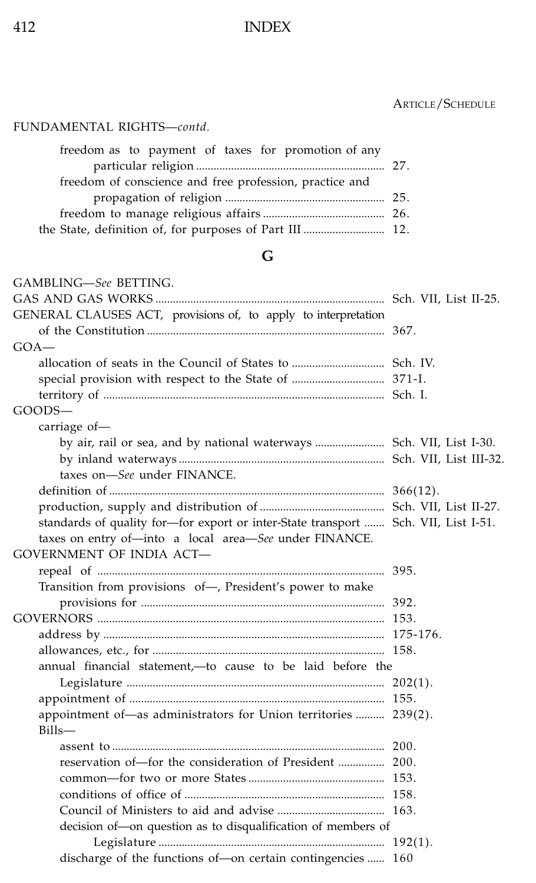ARTICLE/SCHEDULE

FUNDAMENTAL RIGHTS—*contd.*

- freedom as to payment of taxes for promotion of any particular religion .......... 27.
- freedom of conscience and free profession, practice and propagation of religion .......... 25.
- freedom to manage religious affairs .......... 26.
- the State, definition of, for purposes of Part III .......... 12.

## G

GAMBLING—*See* BETTING.

GAS AND GAS WORKS .......... Sch. VII, List II-25.

GENERAL CLAUSES ACT, provisions of, to apply to interpretation of the Constitution .......... 367.

GOA—
- allocation of seats in the Council of States to .......... Sch. IV.
- special provision with respect to the State of .......... 371-I.
- territory of .......... Sch. I.

GOODS—
- carriage of—
  - by air, rail or sea, and by national waterways .......... Sch. VII, List I-30.
  - by inland waterways .......... Sch. VII, List III-32.
  - taxes on—*See* under FINANCE.
- definition of .......... 366(12).
- production, supply and distribution of .......... Sch. VII, List II-27.
- standards of quality for—for export or inter-State transport .......... Sch. VII, List I-51.
- taxes on entry of—into a local area—*See* under FINANCE.

GOVERNMENT OF INDIA ACT—
- repeal of .......... 395.
- Transition from provisions of—, President's power to make provisions for .......... 392.

GOVERNORS .......... 153.
- address by .......... 175-176.
- allowances, etc., for .......... 158.
- annual financial statement,—to cause to be laid before the Legislature .......... 202(1).
- appointment of .......... 155.
- appointment of—as administrators for Union territories .......... 239(2).
- Bills—
  - assent to .......... 200.
  - reservation of—for the consideration of President .......... 200.
  - common—for two or more States .......... 153.
  - conditions of office of .......... 158.
  - Council of Ministers to aid and advise .......... 163.
  - decision of—on question as to disqualification of members of Legislature .......... 192(1).
  - discharge of the functions of—on certain contingencies .......... 160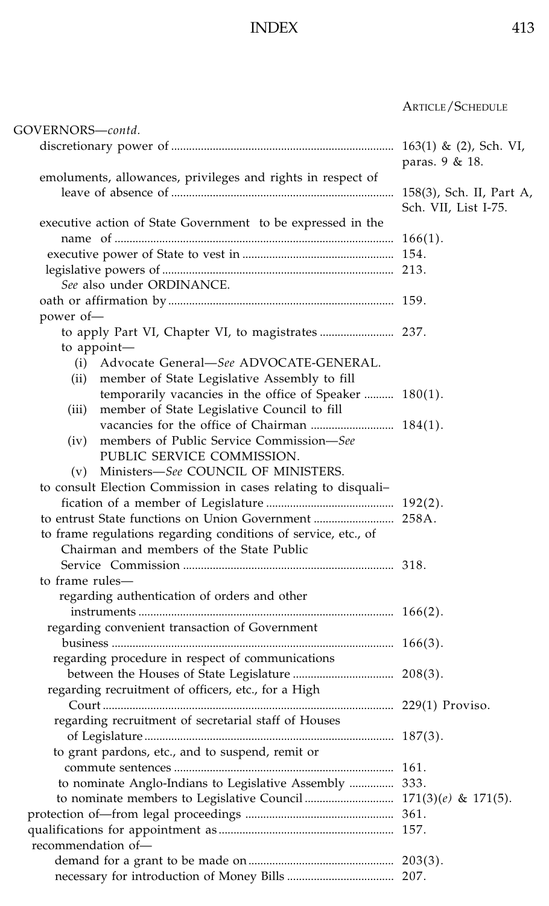| | ARTICLE/SCHEDULE |
|---|---|
| GOVERNORS—*contd.* | |
| discretionary power of | 163(1) & (2), Sch. VI, paras. 9 & 18. |
| emoluments, allowances, privileges and rights in respect of leave of absence of | 158(3), Sch. II, Part A, Sch. VII, List I-75. |
| executive action of State Government to be expressed in the name of | 166(1). |
| executive power of State to vest in | 154. |
| legislative powers of | 213. |
| *See* also under ORDINANCE. | |
| oath or affirmation by | 159. |
| power of— | |
| to apply Part VI, Chapter VI, to magistrates | 237. |
| to appoint— | |
| (i) Advocate General—*See* ADVOCATE-GENERAL. | |
| (ii) member of State Legislative Assembly to fill temporarily vacancies in the office of Speaker | 180(1). |
| (iii) member of State Legislative Council to fill vacancies for the office of Chairman | 184(1). |
| (iv) members of Public Service Commission—*See* PUBLIC SERVICE COMMISSION. | |
| (v) Ministers—*See* COUNCIL OF MINISTERS. | |
| to consult Election Commission in cases relating to disqualification of a member of Legislature | 192(2). |
| to entrust State functions on Union Government | 258A. |
| to frame regulations regarding conditions of service, etc., of Chairman and members of the State Public Service Commission | 318. |
| to frame rules— | |
| regarding authentication of orders and other instruments | 166(2). |
| regarding convenient transaction of Government business | 166(3). |
| regarding procedure in respect of communications between the Houses of State Legislature | 208(3). |
| regarding recruitment of officers, etc., for a High Court | 229(1) Proviso. |
| regarding recruitment of secretarial staff of Houses of Legislature | 187(3). |
| to grant pardons, etc., and to suspend, remit or commute sentences | 161. |
| to nominate Anglo-Indians to Legislative Assembly | 333. |
| to nominate members to Legislative Council | 171(3)(*e*) & 171(5). |
| protection of—from legal proceedings | 361. |
| qualifications for appointment as | 157. |
| recommendation of— | |
| demand for a grant to be made on | 203(3). |
| necessary for introduction of Money Bills | 207. |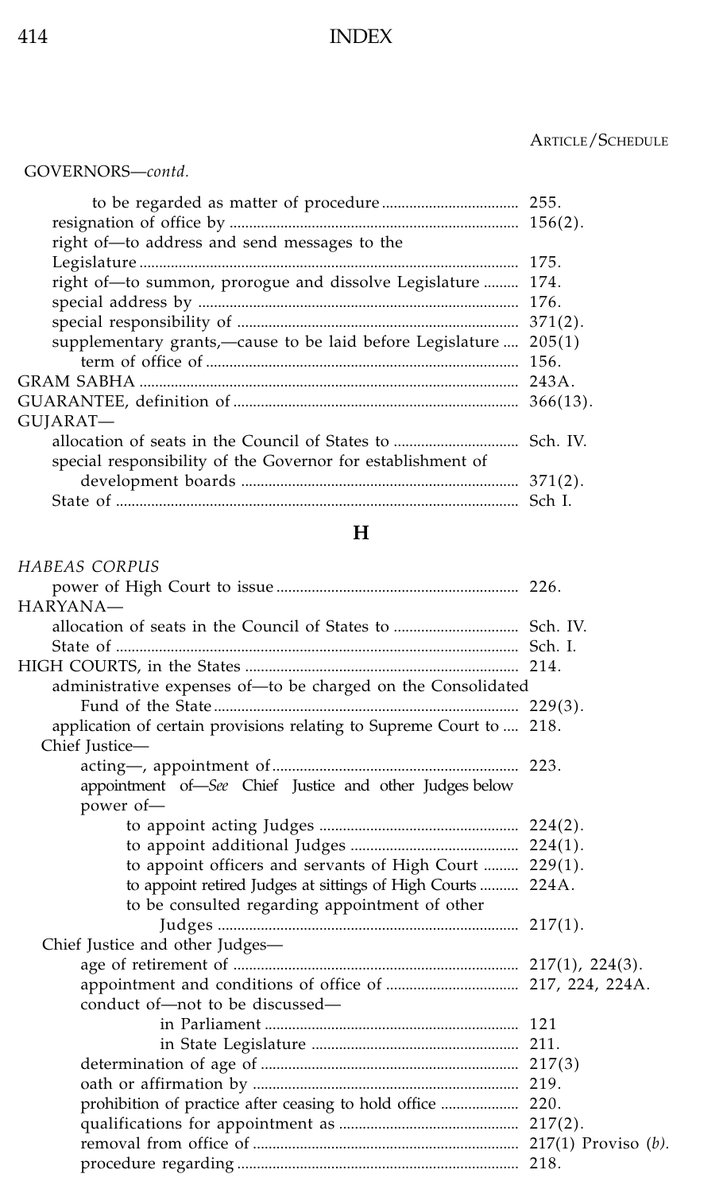ARTICLE/SCHEDULE

GOVERNORS—*contd.*

| Entry | Article/Schedule |
|---|---|
| to be regarded as matter of procedure | 255. |
| resignation of office by | 156(2). |
| right of—to address and send messages to the Legislature | 175. |
| right of—to summon, prorogue and dissolve Legislature | 174. |
| special address by | 176. |
| special responsibility of | 371(2). |
| supplementary grants,—cause to be laid before Legislature | 205(1) |
| term of office of | 156. |
| GRAM SABHA | 243A. |
| GUARANTEE, definition of | 366(13). |
| GUJARAT— | |
| allocation of seats in the Council of States to | Sch. IV. |
| special responsibility of the Governor for establishment of development boards | 371(2). |
| State of | Sch I. |

## H

| Entry | Article/Schedule |
|---|---|
| *HABEAS CORPUS* | |
| power of High Court to issue | 226. |
| HARYANA— | |
| allocation of seats in the Council of States to | Sch. IV. |
| State of | Sch. I. |
| HIGH COURTS, in the States | 214. |
| administrative expenses of—to be charged on the Consolidated Fund of the State | 229(3). |
| application of certain provisions relating to Supreme Court to | 218. |
| Chief Justice— | |
| acting—, appointment of | 223. |
| appointment of—*See* Chief Justice and other Judges below | |
| power of— | |
| to appoint acting Judges | 224(2). |
| to appoint additional Judges | 224(1). |
| to appoint officers and servants of High Court | 229(1). |
| to appoint retired Judges at sittings of High Courts | 224A. |
| to be consulted regarding appointment of other Judges | 217(1). |
| Chief Justice and other Judges— | |
| age of retirement of | 217(1), 224(3). |
| appointment and conditions of office of | 217, 224, 224A. |
| conduct of—not to be discussed— | |
| in Parliament | 121 |
| in State Legislature | 211. |
| determination of age of | 217(3) |
| oath or affirmation by | 219. |
| prohibition of practice after ceasing to hold office | 220. |
| qualifications for appointment as | 217(2). |
| removal from office of | 217(1) Proviso *(b).* |
| procedure regarding | 218. |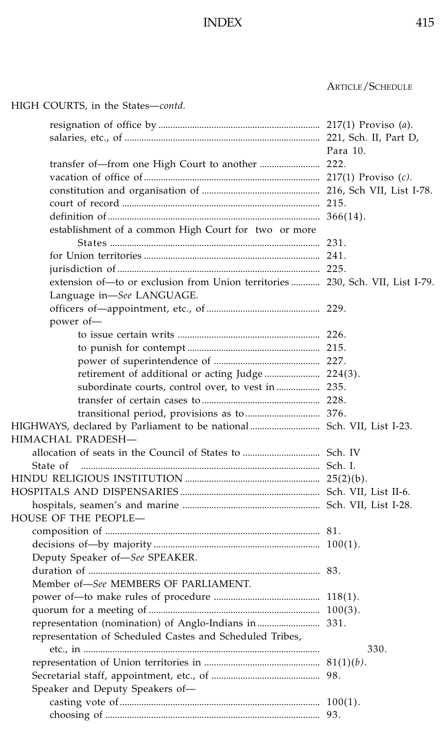ARTICLE/SCHEDULE

HIGH COURTS, in the States—*contd.*

| Entry | Article/Schedule |
|---|---|
| resignation of office by | 217(1) Proviso (*a*). |
| salaries, etc., of | 221, Sch. II, Part D, Para 10. |
| transfer of—from one High Court to another | 222. |
| vacation of office of | 217(1) Proviso (*c*). |
| constitution and organisation of | 216, Sch VII, List I-78. |
| court of record | 215. |
| definition of | 366(14). |
| establishment of a common High Court for two or more States | 231. |
| for Union territories | 241. |
| jurisdiction of | 225. |
| extension of—to or exclusion from Union territories | 230, Sch. VII, List I-79. |
| Language in—*See* LANGUAGE. | |
| officers of—appointment, etc., of | 229. |
| power of— | |
| to issue certain writs | 226. |
| to punish for contempt | 215. |
| power of superintendence of | 227. |
| retirement of additional or acting Judge | 224(3). |
| subordinate courts, control over, to vest in | 235. |
| transfer of certain cases to | 228. |
| transitional period, provisions as to | 376. |
| HIGHWAYS, declared by Parliament to be national | Sch. VII, List I-23. |
| HIMACHAL PRADESH— | |
| allocation of seats in the Council of States to | Sch. IV |
| State of | Sch. I. |
| HINDU RELIGIOUS INSTITUTION | 25(2)(b). |
| HOSPITALS AND DISPENSARIES | Sch. VII, List II-6. |
| hospitals, seamen's and marine | Sch. VII, List I-28. |
| HOUSE OF THE PEOPLE— | |
| composition of | 81. |
| decisions of—by majority | 100(1). |
| Deputy Speaker of—*See* SPEAKER. | |
| duration of | 83. |
| Member of—*See* MEMBERS OF PARLIAMENT. | |
| power of—to make rules of procedure | 118(1). |
| quorum for a meeting of | 100(3). |
| representation (nomination) of Anglo-Indians in | 331. |
| representation of Scheduled Castes and Scheduled Tribes, etc., in | 330. |
| representation of Union territories in | 81(1)(*b*). |
| Secretarial staff, appointment, etc., of | 98. |
| Speaker and Deputy Speakers of— | |
| casting vote of | 100(1). |
| choosing of | 93. |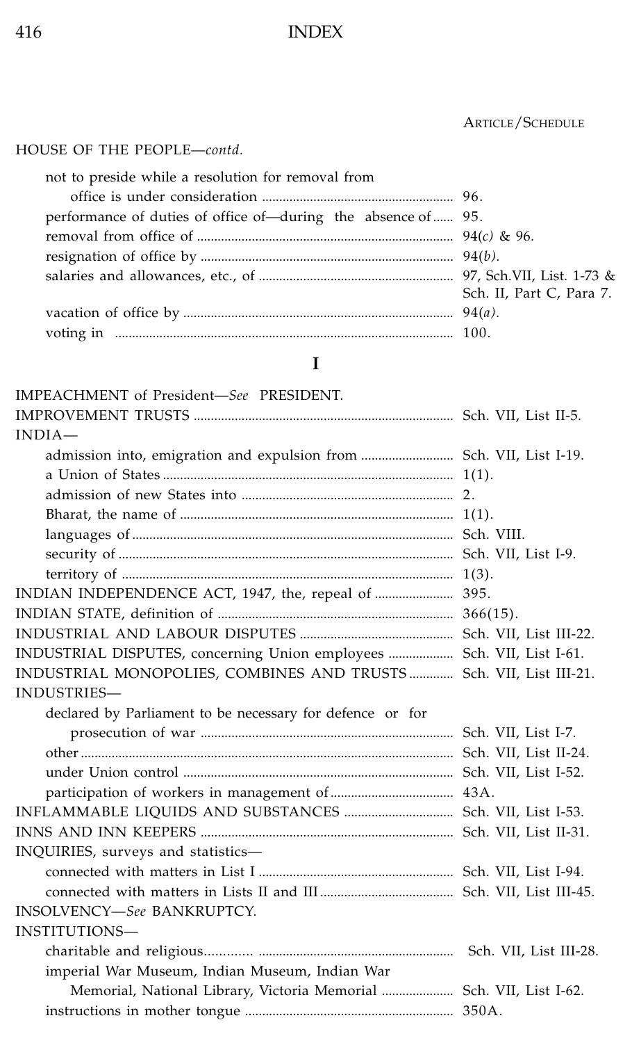ARTICLE/SCHEDULE

HOUSE OF THE PEOPLE—*contd.*

| Entry | Article/Schedule |
|---|---|
| not to preside while a resolution for removal from office is under consideration | 96. |
| performance of duties of office of—during the absence of | 95. |
| removal from office of | 94(*c*) & 96. |
| resignation of office by | 94(*b*). |
| salaries and allowances, etc., of | 97, Sch.VII, List. 1-73 & Sch. II, Part C, Para 7. |
| vacation of office by | 94(*a*). |
| voting in | 100. |

## I

| Entry | Article/Schedule |
|---|---|
| IMPEACHMENT of President—*See* PRESIDENT. | |
| IMPROVEMENT TRUSTS | Sch. VII, List II-5. |
| INDIA— | |
| admission into, emigration and expulsion from | Sch. VII, List I-19. |
| a Union of States | 1(1). |
| admission of new States into | 2. |
| Bharat, the name of | 1(1). |
| languages of | Sch. VIII. |
| security of | Sch. VII, List I-9. |
| territory of | 1(3). |
| INDIAN INDEPENDENCE ACT, 1947, the, repeal of | 395. |
| INDIAN STATE, definition of | 366(15). |
| INDUSTRIAL AND LABOUR DISPUTES | Sch. VII, List III-22. |
| INDUSTRIAL DISPUTES, concerning Union employees | Sch. VII, List I-61. |
| INDUSTRIAL MONOPOLIES, COMBINES AND TRUSTS | Sch. VII, List III-21. |
| INDUSTRIES— | |
| declared by Parliament to be necessary for defence or for prosecution of war | Sch. VII, List I-7. |
| other | Sch. VII, List II-24. |
| under Union control | Sch. VII, List I-52. |
| participation of workers in management of | 43A. |
| INFLAMMABLE LIQUIDS AND SUBSTANCES | Sch. VII, List I-53. |
| INNS AND INN KEEPERS | Sch. VII, List II-31. |
| INQUIRIES, surveys and statistics— | |
| connected with matters in List I | Sch. VII, List I-94. |
| connected with matters in Lists II and III | Sch. VII, List III-45. |
| INSOLVENCY—*See* BANKRUPTCY. | |
| INSTITUTIONS— | |
| charitable and religious | Sch. VII, List III-28. |
| imperial War Museum, Indian Museum, Indian War Memorial, National Library, Victoria Memorial | Sch. VII, List I-62. |
| instructions in mother tongue | 350A. |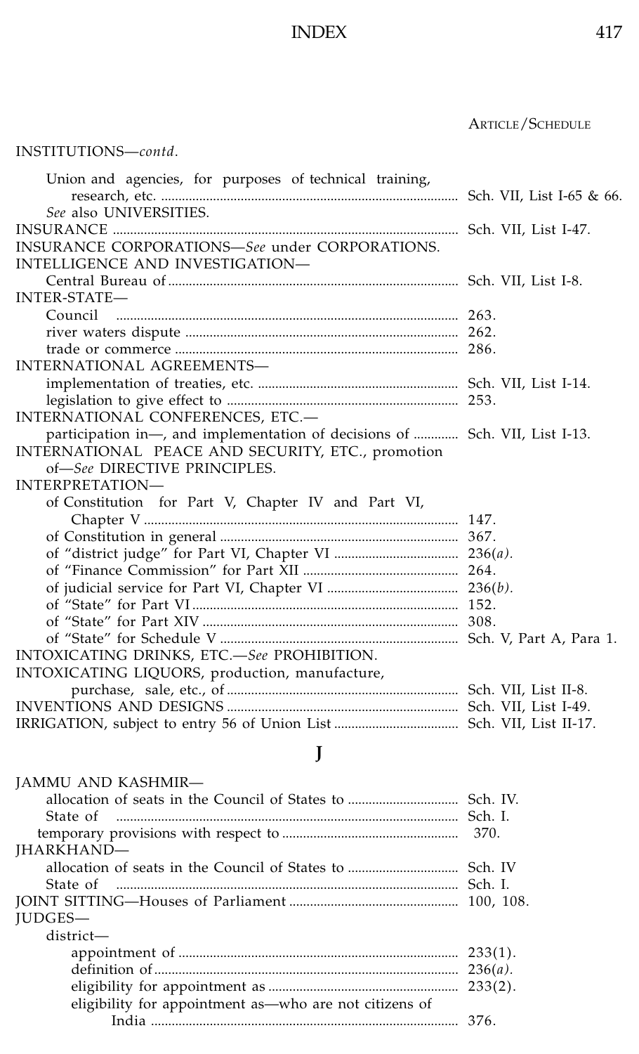ARTICLE/SCHEDULE

INSTITUTIONS—*contd.*

- Union and agencies, for purposes of technical training, research, etc. .......... Sch. VII, List I-65 & 66.
- *See* also UNIVERSITIES.

INSURANCE .......... Sch. VII, List I-47.

INSURANCE CORPORATIONS—*See* under CORPORATIONS.

INTELLIGENCE AND INVESTIGATION—

- Central Bureau of .......... Sch. VII, List I-8.

INTER-STATE—

- Council .......... 263.
- river waters dispute .......... 262.
- trade or commerce .......... 286.

INTERNATIONAL AGREEMENTS—

- implementation of treaties, etc. .......... Sch. VII, List I-14.
- legislation to give effect to .......... 253.

INTERNATIONAL CONFERENCES, ETC.—

- participation in—, and implementation of decisions of .......... Sch. VII, List I-13.

INTERNATIONAL PEACE AND SECURITY, ETC., promotion of—*See* DIRECTIVE PRINCIPLES.

INTERPRETATION—

- of Constitution for Part V, Chapter IV and Part VI, Chapter V .......... 147.
- of Constitution in general .......... 367.
- of "district judge" for Part VI, Chapter VI .......... 236(*a*).
- of "Finance Commission" for Part XII .......... 264.
- of judicial service for Part VI, Chapter VI .......... 236(*b*).
- of "State" for Part VI .......... 152.
- of "State" for Part XIV .......... 308.
- of "State" for Schedule V .......... Sch. V, Part A, Para 1.

INTOXICATING DRINKS, ETC.—*See* PROHIBITION.

INTOXICATING LIQUORS, production, manufacture, purchase, sale, etc., of .......... Sch. VII, List II-8.

INVENTIONS AND DESIGNS .......... Sch. VII, List I-49.

IRRIGATION, subject to entry 56 of Union List .......... Sch. VII, List II-17.

## J

JAMMU AND KASHMIR—

- allocation of seats in the Council of States to .......... Sch. IV.
- State of .......... Sch. I.
- temporary provisions with respect to .......... 370.

JHARKHAND—

- allocation of seats in the Council of States to .......... Sch. IV
- State of .......... Sch. I.

JOINT SITTING—Houses of Parliament .......... 100, 108.

JUDGES—

- district—
  - appointment of .......... 233(1).
  - definition of .......... 236(*a*).
  - eligibility for appointment as .......... 233(2).
  - eligibility for appointment as—who are not citizens of India .......... 376.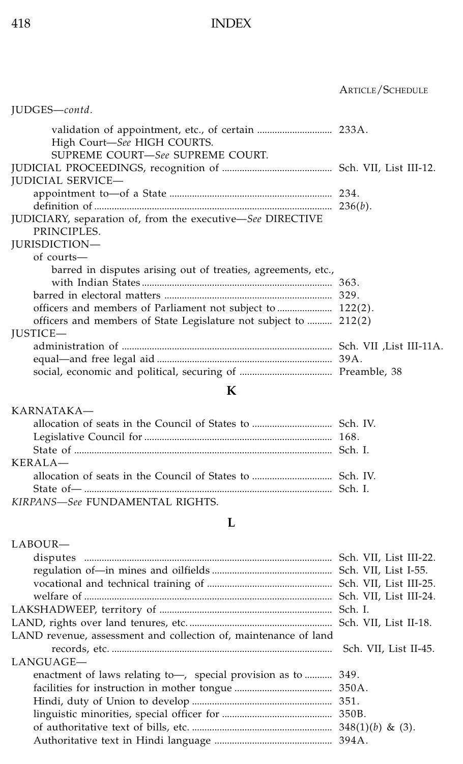ARTICLE/SCHEDULE

JUDGES—*contd.*

- validation of appointment, etc., of certain ............................ 233A.
- High Court—*See* HIGH COURTS.
- SUPREME COURT—*See* SUPREME COURT.

JUDICIAL PROCEEDINGS, recognition of ............................ Sch. VII, List III-12.

JUDICIAL SERVICE—

- appointment to—of a State ............................ 234.
- definition of ............................ 236(*b*).

JUDICIARY, separation of, from the executive—*See* DIRECTIVE PRINCIPLES.

JURISDICTION—

- of courts—
  - barred in disputes arising out of treaties, agreements, etc., with Indian States ............................ 363.
  - barred in electoral matters ............................ 329.
  - officers and members of Parliament not subject to ............................ 122(2).
  - officers and members of State Legislature not subject to ............................ 212(2)

JUSTICE—

- administration of ............................ Sch. VII ,List III-11A.
- equal—and free legal aid ............................ 39A.
- social, economic and political, securing of ............................ Preamble, 38

## K

KARNATAKA—

- allocation of seats in the Council of States to ............................ Sch. IV.
- Legislative Council for ............................ 168.
- State of ............................ Sch. I.

KERALA—

- allocation of seats in the Council of States to ............................ Sch. IV.
- State of— ............................ Sch. I.

*KIRPANS*—*See* FUNDAMENTAL RIGHTS.

## L

LABOUR—

- disputes ............................ Sch. VII, List III-22.
- regulation of—in mines and oilfields ............................ Sch. VII, List I-55.
- vocational and technical training of ............................ Sch. VII, List III-25.
- welfare of ............................ Sch. VII, List III-24.

LAKSHADWEEP, territory of ............................ Sch. I.

LAND, rights over land tenures, etc. ............................ Sch. VII, List II-18.

LAND revenue, assessment and collection of, maintenance of land records, etc. ............................ Sch. VII, List II-45.

LANGUAGE—

- enactment of laws relating to—, special provision as to ............................ 349.
- facilities for instruction in mother tongue ............................ 350A.
- Hindi, duty of Union to develop ............................ 351.
- linguistic minorities, special officer for ............................ 350B.
- of authoritative text of bills, etc. ............................ 348(1)(*b*) & (3).
- Authoritative text in Hindi language ............................ 394A.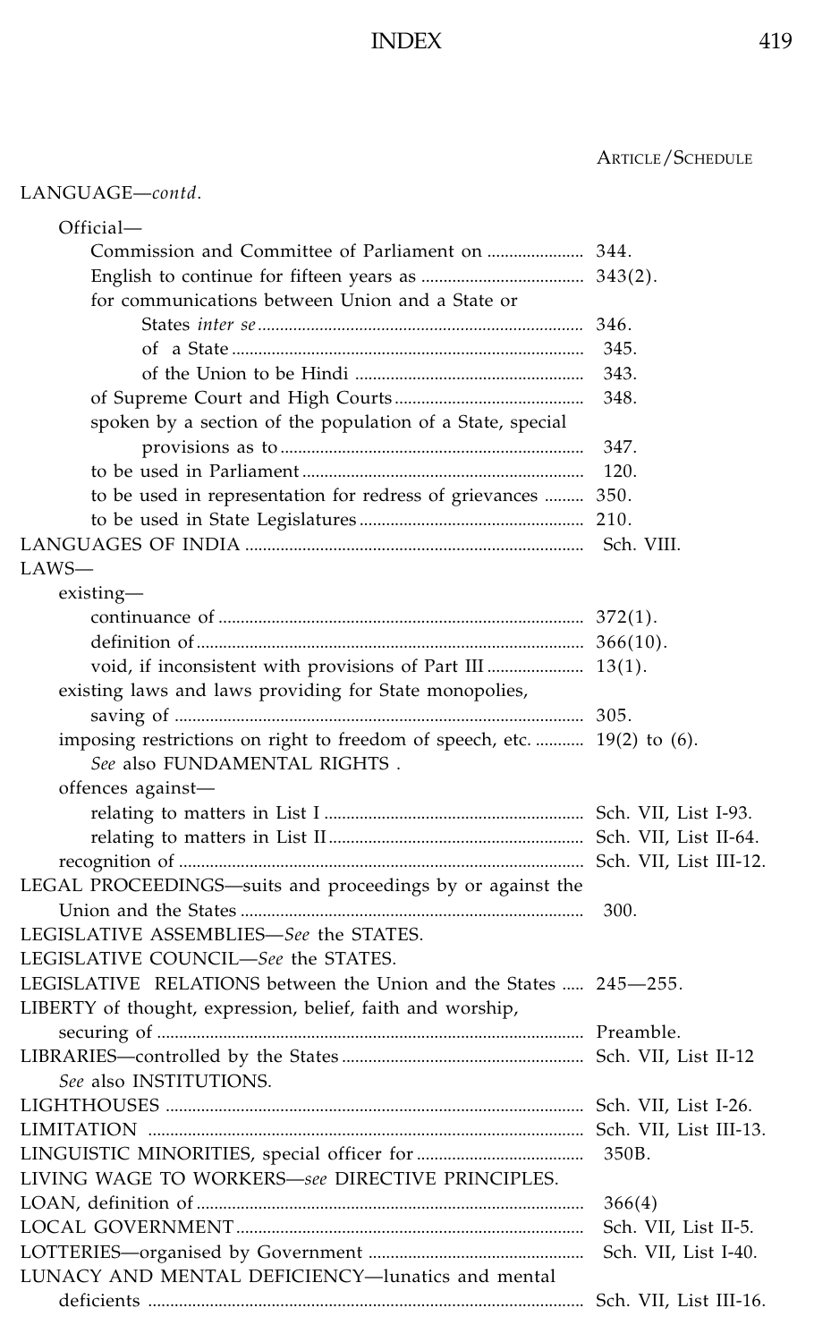ARTICLE/SCHEDULE

LANGUAGE—*contd.*

- Official—
  - Commission and Committee of Parliament on ..................... 344.
  - English to continue for fifteen years as ..................... 343(2).
  - for communications between Union and a State or States *inter se* ..................... 346.
    - of a State ..................... 345.
    - of the Union to be Hindi ..................... 343.
  - of Supreme Court and High Courts ..................... 348.
  - spoken by a section of the population of a State, special provisions as to ..................... 347.
  - to be used in Parliament ..................... 120.
  - to be used in representation for redress of grievances ..................... 350.
  - to be used in State Legislatures ..................... 210.

LANGUAGES OF INDIA ..................... Sch. VIII.

LAWS—

- existing—
  - continuance of ..................... 372(1).
  - definition of ..................... 366(10).
  - void, if inconsistent with provisions of Part III ..................... 13(1).
- existing laws and laws providing for State monopolies, saving of ..................... 305.
- imposing restrictions on right to freedom of speech, etc. ..................... 19(2) to (6).
  - *See* also FUNDAMENTAL RIGHTS .
- offences against—
  - relating to matters in List I ..................... Sch. VII, List I-93.
  - relating to matters in List II ..................... Sch. VII, List II-64.
- recognition of ..................... Sch. VII, List III-12.

LEGAL PROCEEDINGS—suits and proceedings by or against the Union and the States ..................... 300.

LEGISLATIVE ASSEMBLIES—*See* the STATES.

LEGISLATIVE COUNCIL—*See* the STATES.

LEGISLATIVE RELATIONS between the Union and the States ..................... 245—255.

LIBERTY of thought, expression, belief, faith and worship, securing of ..................... Preamble.

LIBRARIES—controlled by the States ..................... Sch. VII, List II-12

- *See* also INSTITUTIONS.

LIGHTHOUSES ..................... Sch. VII, List I-26.

LIMITATION ..................... Sch. VII, List III-13.

LINGUISTIC MINORITIES, special officer for ..................... 350B.

LIVING WAGE TO WORKERS—*see* DIRECTIVE PRINCIPLES.

LOAN, definition of ..................... 366(4)

LOCAL GOVERNMENT ..................... Sch. VII, List II-5.

LOTTERIES—organised by Government ..................... Sch. VII, List I-40.

LUNACY AND MENTAL DEFICIENCY—lunatics and mental deficients ..................... Sch. VII, List III-16.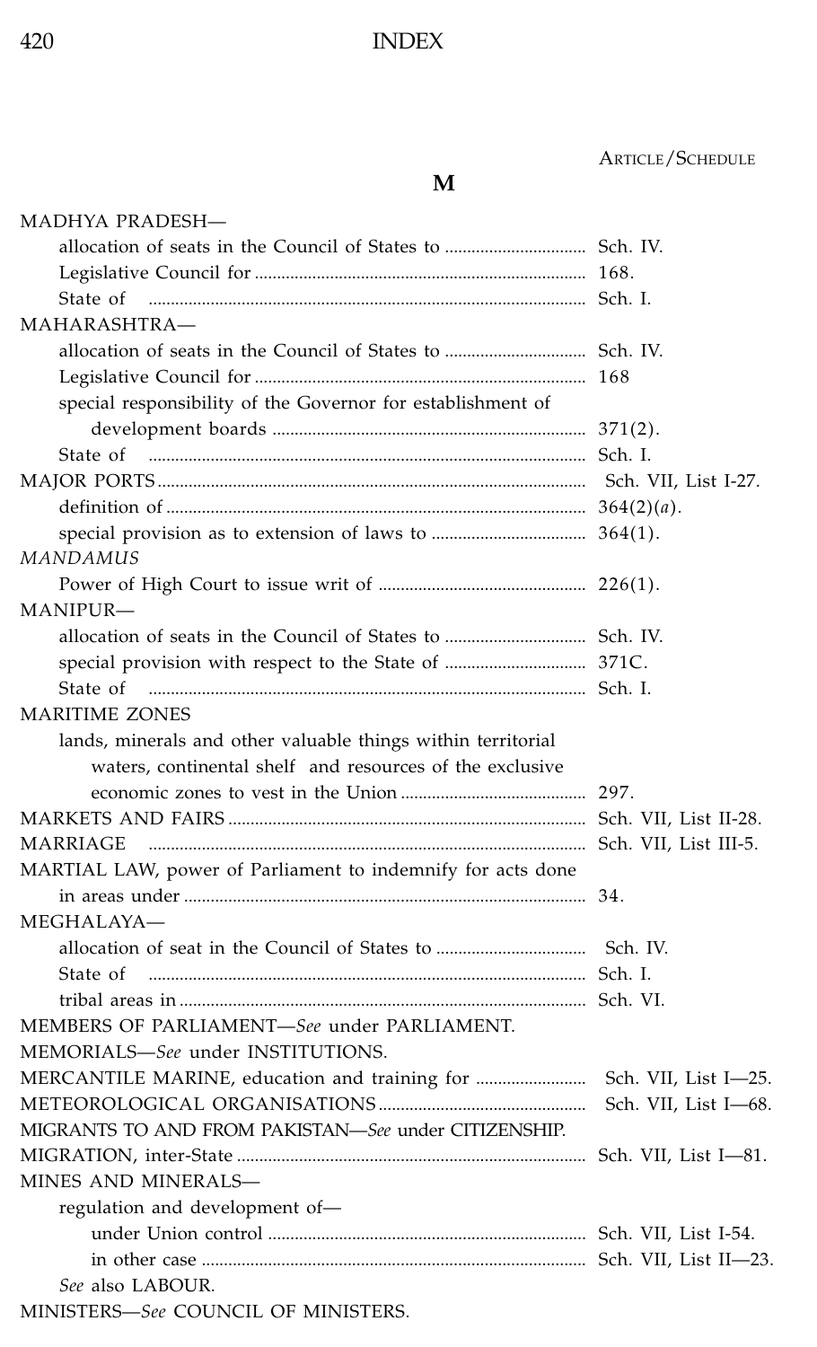ARTICLE/SCHEDULE

## M

| | |
|---|---|
| MADHYA PRADESH— | |
| allocation of seats in the Council of States to | Sch. IV. |
| Legislative Council for | 168. |
| State of | Sch. I. |
| MAHARASHTRA— | |
| allocation of seats in the Council of States to | Sch. IV. |
| Legislative Council for | 168 |
| special responsibility of the Governor for establishment of development boards | 371(2). |
| State of | Sch. I. |
| MAJOR PORTS | Sch. VII, List I-27. |
| definition of | 364(2)(*a*). |
| special provision as to extension of laws to | 364(1). |
| *MANDAMUS* | |
| Power of High Court to issue writ of | 226(1). |
| MANIPUR— | |
| allocation of seats in the Council of States to | Sch. IV. |
| special provision with respect to the State of | 371C. |
| State of | Sch. I. |
| MARITIME ZONES | |
| lands, minerals and other valuable things within territorial waters, continental shelf and resources of the exclusive economic zones to vest in the Union | 297. |
| MARKETS AND FAIRS | Sch. VII, List II-28. |
| MARRIAGE | Sch. VII, List III-5. |
| MARTIAL LAW, power of Parliament to indemnify for acts done in areas under | 34. |
| MEGHALAYA— | |
| allocation of seat in the Council of States to | Sch. IV. |
| State of | Sch. I. |
| tribal areas in | Sch. VI. |
| MEMBERS OF PARLIAMENT—*See* under PARLIAMENT. | |
| MEMORIALS—*See* under INSTITUTIONS. | |
| MERCANTILE MARINE, education and training for | Sch. VII, List I—25. |
| METEOROLOGICAL ORGANISATIONS | Sch. VII, List I—68. |
| MIGRANTS TO AND FROM PAKISTAN—*See* under CITIZENSHIP. | |
| MIGRATION, inter-State | Sch. VII, List I—81. |
| MINES AND MINERALS— | |
| regulation and development of— | |
| under Union control | Sch. VII, List I-54. |
| in other case | Sch. VII, List II—23. |
| *See* also LABOUR. | |
| MINISTERS—*See* COUNCIL OF MINISTERS. | |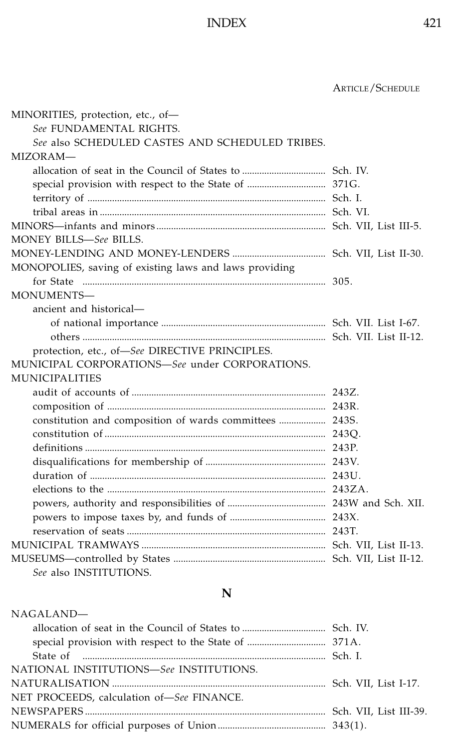ARTICLE/SCHEDULE

MINORITIES, protection, etc., of—
- *See* FUNDAMENTAL RIGHTS.
- *See* also SCHEDULED CASTES AND SCHEDULED TRIBES.

MIZORAM—
- allocation of seat in the Council of States to .................................. Sch. IV.
- special provision with respect to the State of ................................ 371G.
- territory of .................................................................................. Sch. I.
- tribal areas in ............................................................................. Sch. VI.

MINORS—infants and minors ...................................................... Sch. VII, List III-5.

MONEY BILLS—*See* BILLS.

MONEY-LENDING AND MONEY-LENDERS ...................................... Sch. VII, List II-30.

MONOPOLIES, saving of existing laws and laws providing for State .................................................................................................. 305.

MONUMENTS—
- ancient and historical—
  - of national importance ................................................................ Sch. VII. List I-67.
  - others ........................................................................................ Sch. VII. List II-12.
- protection, etc., of—*See* DIRECTIVE PRINCIPLES.

MUNICIPAL CORPORATIONS—*See* under CORPORATIONS.

MUNICIPALITIES
- audit of accounts of ...................................................................... 243Z.
- composition of ............................................................................. 243R.
- constitution and composition of wards committees .................. 243S.
- constitution of ............................................................................. 243Q.
- definitions .................................................................................... 243P.
- disqualifications for membership of ............................................ 243V.
- duration of ................................................................................... 243U.
- elections to the ............................................................................ 243ZA.
- powers, authority and responsibilities of ....................................... 243W and Sch. XII.
- powers to impose taxes by, and funds of ...................................... 243X.
- reservation of seats ..................................................................... 243T.

MUNICIPAL TRAMWAYS ............................................................ Sch. VII, List II-13.

MUSEUMS—controlled by States .................................................. Sch. VII, List II-12.
- *See* also INSTITUTIONS.

## N

NAGALAND—
- allocation of seat in the Council of States to .................................. Sch. IV.
- special provision with respect to the State of ................................ 371A.
- State of .......................................................................................... Sch. I.

NATIONAL INSTITUTIONS—*See* INSTITUTIONS.

NATURALISATION ....................................................................... Sch. VII, List I-17.

NET PROCEEDS, calculation of—*See* FINANCE.

NEWSPAPERS .............................................................................. Sch. VII, List III-39.

NUMERALS for official purposes of Union ........................................ 343(1).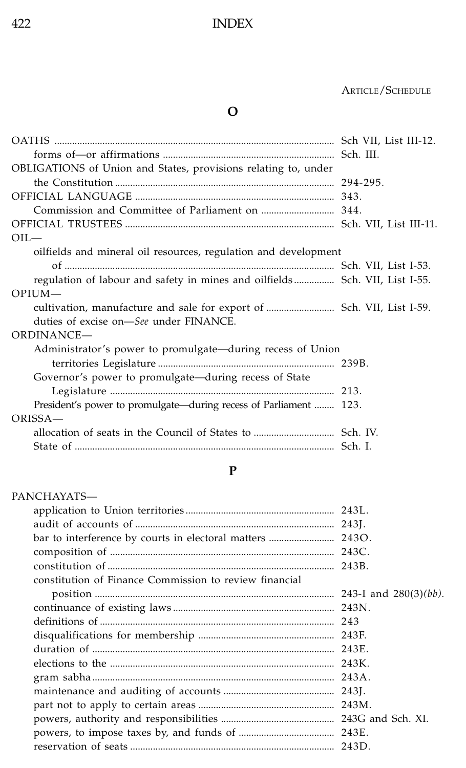ARTICLE/SCHEDULE

## O

OATHS ............................................................................................. Sch VII, List III-12.

  forms of—or affirmations ................................................................... Sch. III.

OBLIGATIONS of Union and States, provisions relating to, under the Constitution ...................................................................................... 294-295.

OFFICIAL LANGUAGE ............................................................................. 343.

  Commission and Committee of Parliament on ............................ 344.

OFFICIAL TRUSTEES .................................................................................. Sch. VII, List III-11.

OIL—

  oilfields and mineral oil resources, regulation and development of .......................................................................................................... Sch. VII, List I-53.

  regulation of labour and safety in mines and oilfields ................ Sch. VII, List I-55.

OPIUM—

  cultivation, manufacture and sale for export of ........................... Sch. VII, List I-59.

  duties of excise on—*See* under FINANCE.

ORDINANCE—

  Administrator's power to promulgate—during recess of Union territories Legislature ..................................................................... 239B.

  Governor's power to promulgate—during recess of State Legislature ........................................................................................ 213.

  President's power to promulgate—during recess of Parliament ........ 123.

ORISSA—

  allocation of seats in the Council of States to ................................ Sch. IV.

  State of ....................................................................................................... Sch. I.

## P

PANCHAYATS—

  application to Union territories ........................................................... 243L.

  audit of accounts of .............................................................................. 243J.

  bar to interference by courts in electoral matters .......................... 243O.

  composition of ........................................................................................ 243C.

  constitution of ......................................................................................... 243B.

  constitution of Finance Commission to review financial position .................................................................................................. 243-I and 280(3)*(bb).*

  continuance of existing laws ................................................................ 243N.

  definitions of ............................................................................................ 243

  disqualifications for membership ...................................................... 243F.

  duration of ............................................................................................... 243E.

  elections to the ........................................................................................ 243K.

  gram sabha ............................................................................................... 243A.

  maintenance and auditing of accounts ............................................ 243J.

  part not to apply to certain areas ...................................................... 243M.

  powers, authority and responsibilities ............................................. 243G and Sch. XI.

  powers, to impose taxes by, and funds of ...................................... 243E.

  reservation of seats ................................................................................. 243D.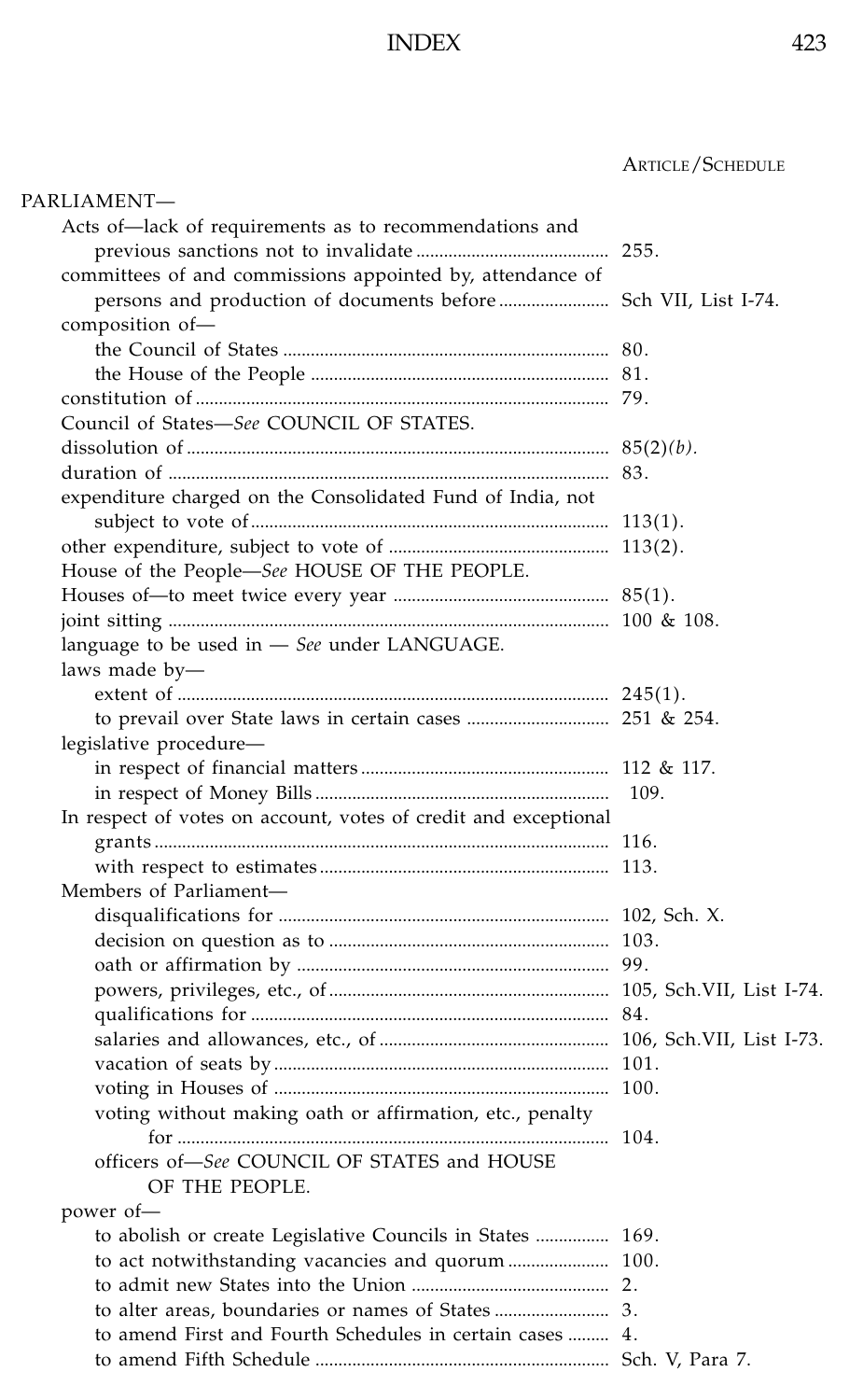ARTICLE/SCHEDULE

PARLIAMENT—

- Acts of—lack of requirements as to recommendations and previous sanctions not to invalidate .......... 255.
- committees of and commissions appointed by, attendance of persons and production of documents before .......... Sch VII, List I-74.
- composition of—
  - the Council of States .......... 80.
  - the House of the People .......... 81.
- constitution of .......... 79.
- Council of States—*See* COUNCIL OF STATES.
- dissolution of .......... 85(2)*(b)*.
- duration of .......... 83.
- expenditure charged on the Consolidated Fund of India, not subject to vote of .......... 113(1).
- other expenditure, subject to vote of .......... 113(2).
- House of the People—*See* HOUSE OF THE PEOPLE.
- Houses of—to meet twice every year .......... 85(1).
- joint sitting .......... 100 & 108.
- language to be used in — *See* under LANGUAGE.
- laws made by—
  - extent of .......... 245(1).
  - to prevail over State laws in certain cases .......... 251 & 254.
- legislative procedure—
  - in respect of financial matters .......... 112 & 117.
  - in respect of Money Bills .......... 109.
- In respect of votes on account, votes of credit and exceptional grants .......... 116.
  - with respect to estimates .......... 113.
- Members of Parliament—
  - disqualifications for .......... 102, Sch. X.
  - decision on question as to .......... 103.
  - oath or affirmation by .......... 99.
  - powers, privileges, etc., of .......... 105, Sch.VII, List I-74.
  - qualifications for .......... 84.
  - salaries and allowances, etc., of .......... 106, Sch.VII, List I-73.
  - vacation of seats by .......... 101.
  - voting in Houses of .......... 100.
  - voting without making oath or affirmation, etc., penalty for .......... 104.
  - officers of—*See* COUNCIL OF STATES and HOUSE OF THE PEOPLE.
- power of—
  - to abolish or create Legislative Councils in States .......... 169.
  - to act notwithstanding vacancies and quorum .......... 100.
  - to admit new States into the Union .......... 2.
  - to alter areas, boundaries or names of States .......... 3.
  - to amend First and Fourth Schedules in certain cases .......... 4.
  - to amend Fifth Schedule .......... Sch. V, Para 7.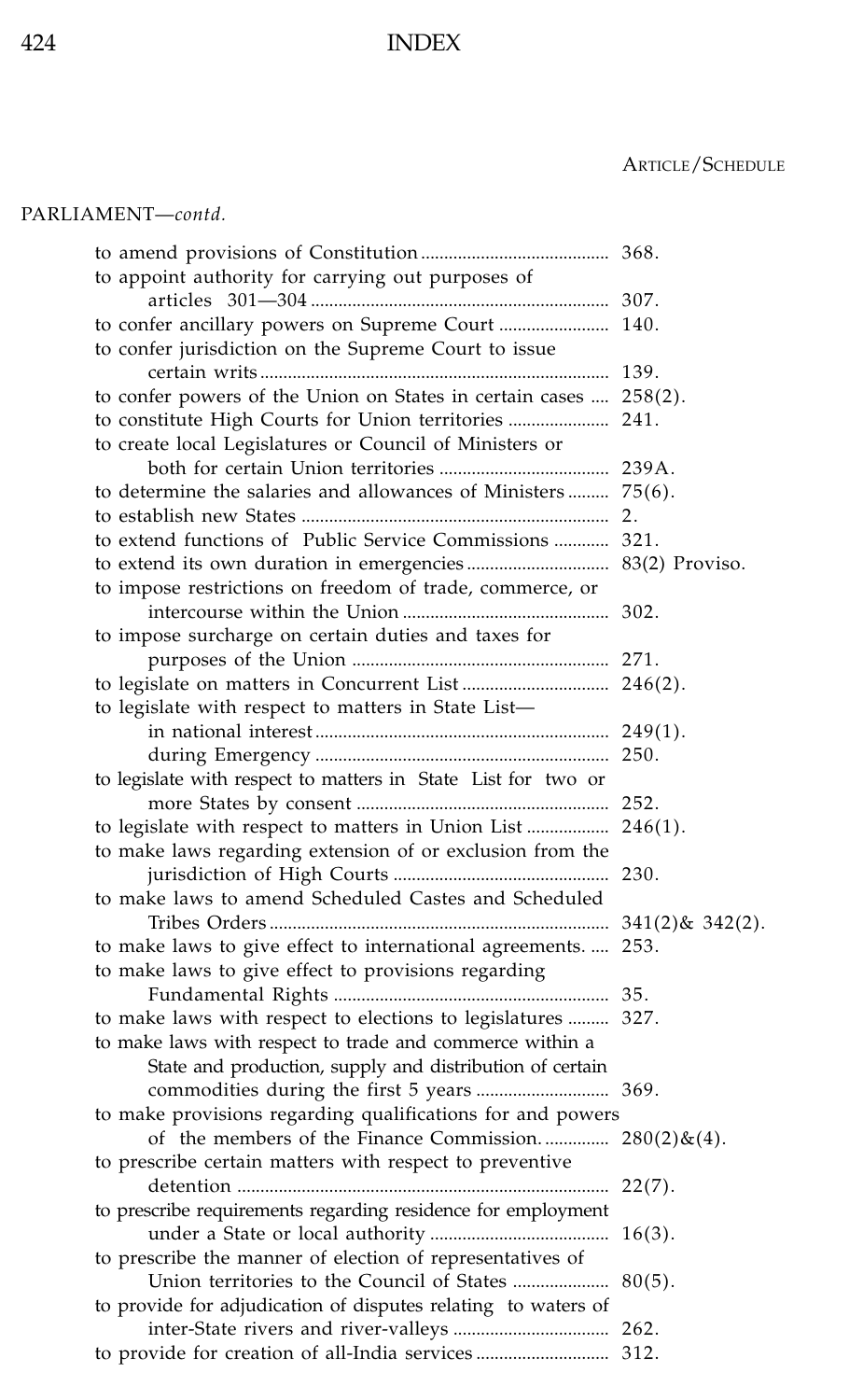ARTICLE/SCHEDULE

PARLIAMENT—*contd.*

| | |
|---|---|
| to amend provisions of Constitution | 368. |
| to appoint authority for carrying out purposes of articles 301—304 | 307. |
| to confer ancillary powers on Supreme Court | 140. |
| to confer jurisdiction on the Supreme Court to issue certain writs | 139. |
| to confer powers of the Union on States in certain cases | 258(2). |
| to constitute High Courts for Union territories | 241. |
| to create local Legislatures or Council of Ministers or both for certain Union territories | 239A. |
| to determine the salaries and allowances of Ministers | 75(6). |
| to establish new States | 2. |
| to extend functions of Public Service Commissions | 321. |
| to extend its own duration in emergencies | 83(2) Proviso. |
| to impose restrictions on freedom of trade, commerce, or intercourse within the Union | 302. |
| to impose surcharge on certain duties and taxes for purposes of the Union | 271. |
| to legislate on matters in Concurrent List | 246(2). |
| to legislate with respect to matters in State List— | |
| in national interest | 249(1). |
| during Emergency | 250. |
| to legislate with respect to matters in State List for two or more States by consent | 252. |
| to legislate with respect to matters in Union List | 246(1). |
| to make laws regarding extension of or exclusion from the jurisdiction of High Courts | 230. |
| to make laws to amend Scheduled Castes and Scheduled Tribes Orders | 341(2)& 342(2). |
| to make laws to give effect to international agreements. | 253. |
| to make laws to give effect to provisions regarding Fundamental Rights | 35. |
| to make laws with respect to elections to legislatures | 327. |
| to make laws with respect to trade and commerce within a State and production, supply and distribution of certain commodities during the first 5 years | 369. |
| to make provisions regarding qualifications for and powers of the members of the Finance Commission. | 280(2)&(4). |
| to prescribe certain matters with respect to preventive detention | 22(7). |
| to prescribe requirements regarding residence for employment under a State or local authority | 16(3). |
| to prescribe the manner of election of representatives of Union territories to the Council of States | 80(5). |
| to provide for adjudication of disputes relating to waters of inter-State rivers and river-valleys | 262. |
| to provide for creation of all-India services | 312. |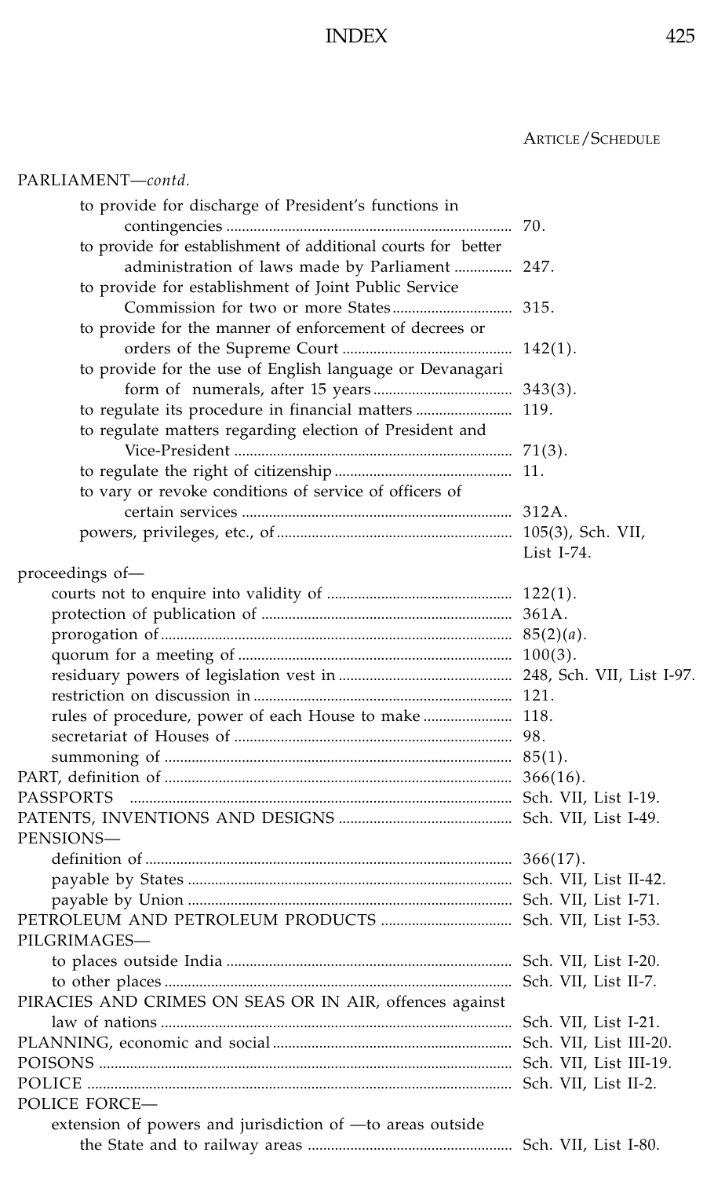ARTICLE/SCHEDULE

PARLIAMENT—*contd.*

- to provide for discharge of President's functions in contingencies ........ 70.
- to provide for establishment of additional courts for better administration of laws made by Parliament ........ 247.
- to provide for establishment of Joint Public Service Commission for two or more States ........ 315.
- to provide for the manner of enforcement of decrees or orders of the Supreme Court ........ 142(1).
- to provide for the use of English language or Devanagari form of numerals, after 15 years ........ 343(3).
- to regulate its procedure in financial matters ........ 119.
- to regulate matters regarding election of President and Vice-President ........ 71(3).
- to regulate the right of citizenship ........ 11.
- to vary or revoke conditions of service of officers of certain services ........ 312A.
- powers, privileges, etc., of ........ 105(3), Sch. VII, List I-74.

proceedings of—

- courts not to enquire into validity of ........ 122(1).
- protection of publication of ........ 361A.
- prorogation of ........ 85(2)(*a*).
- quorum for a meeting of ........ 100(3).
- residuary powers of legislation vest in ........ 248, Sch. VII, List I-97.
- restriction on discussion in ........ 121.
- rules of procedure, power of each House to make ........ 118.
- secretariat of Houses of ........ 98.
- summoning of ........ 85(1).

PART, definition of ........ 366(16).

PASSPORTS ........ Sch. VII, List I-19.

PATENTS, INVENTIONS AND DESIGNS ........ Sch. VII, List I-49.

PENSIONS—

- definition of ........ 366(17).
- payable by States ........ Sch. VII, List II-42.
- payable by Union ........ Sch. VII, List I-71.

PETROLEUM AND PETROLEUM PRODUCTS ........ Sch. VII, List I-53.

PILGRIMAGES—

- to places outside India ........ Sch. VII, List I-20.
- to other places ........ Sch. VII, List II-7.

PIRACIES AND CRIMES ON SEAS OR IN AIR, offences against law of nations ........ Sch. VII, List I-21.

PLANNING, economic and social ........ Sch. VII, List III-20.

POISONS ........ Sch. VII, List III-19.

POLICE ........ Sch. VII, List II-2.

POLICE FORCE—

- extension of powers and jurisdiction of —to areas outside the State and to railway areas ........ Sch. VII, List I-80.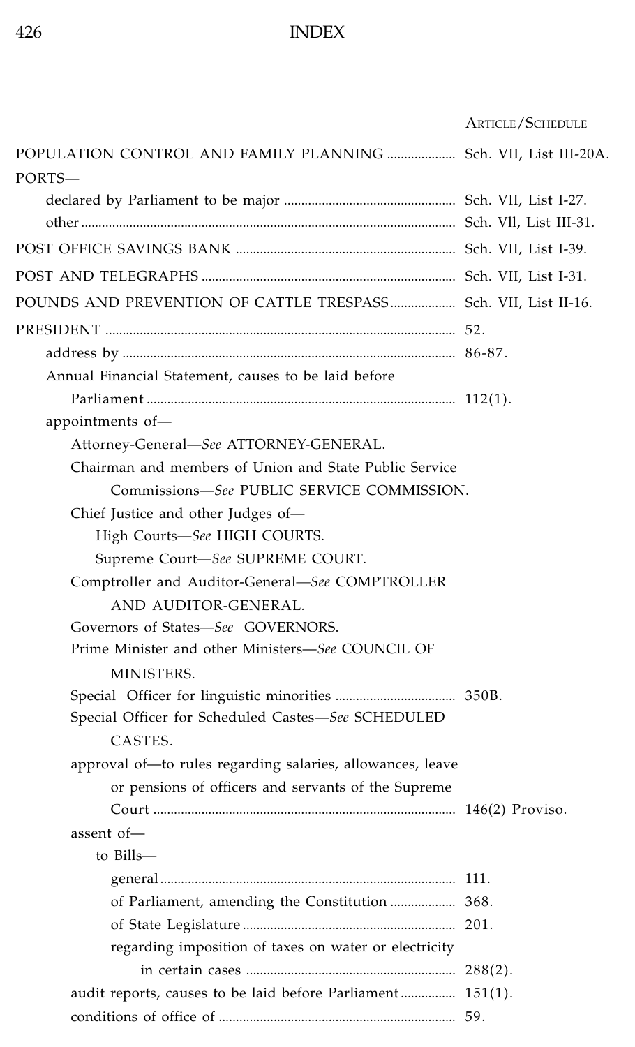ARTICLE/SCHEDULE

POPULATION CONTROL AND FAMILY PLANNING .................... Sch. VII, List III-20A.

PORTS—

- declared by Parliament to be major .................................................. Sch. VII, List I-27.
- other ............................................................................................................ Sch. Vll, List III-31.

POST OFFICE SAVINGS BANK ................................................................ Sch. VII, List I-39.

POST AND TELEGRAPHS .......................................................................... Sch. VII, List I-31.

POUNDS AND PREVENTION OF CATTLE TRESPASS.................. Sch. VII, List II-16.

PRESIDENT ..................................................................................................... 52.

- address by ................................................................................................ 86-87.
- Annual Financial Statement, causes to be laid before Parliament ........................................................................................ 112(1).
- appointments of—
  - Attorney-General—*See* ATTORNEY-GENERAL.
  - Chairman and members of Union and State Public Service Commissions—*See* PUBLIC SERVICE COMMISSION.
  - Chief Justice and other Judges of—
    - High Courts—*See* HIGH COURTS.
    - Supreme Court—*See* SUPREME COURT.
  - Comptroller and Auditor-General—*See* COMPTROLLER AND AUDITOR-GENERAL.
  - Governors of States—*See* GOVERNORS.
  - Prime Minister and other Ministers—*See* COUNCIL OF MINISTERS.
  - Special Officer for linguistic minorities .................................. 350B.
  - Special Officer for Scheduled Castes—*See* SCHEDULED CASTES.
  - approval of—to rules regarding salaries, allowances, leave or pensions of officers and servants of the Supreme Court ...................................................................................... 146(2) Proviso.
  - assent of—
    - to Bills—
      - general .................................................................................... 111.
      - of Parliament, amending the Constitution .................. 368.
      - of State Legislature ............................................................. 201.
      - regarding imposition of taxes on water or electricity in certain cases ............................................................ 288(2).
  - audit reports, causes to be laid before Parliament................ 151(1).
  - conditions of office of ..................................................................... 59.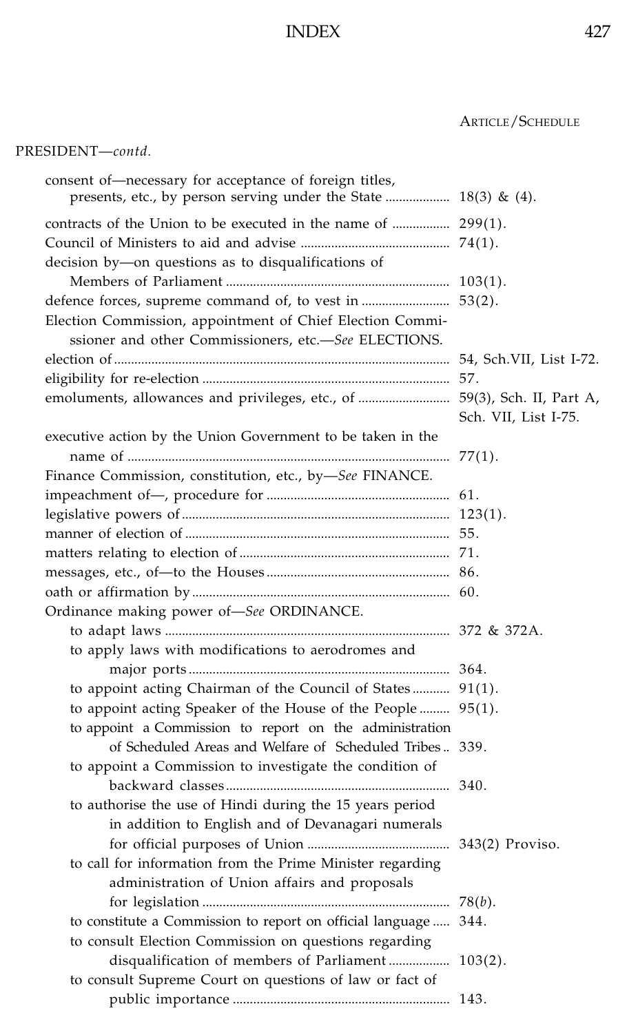ARTICLE/SCHEDULE

PRESIDENT—*contd.*

| Entry | Article/Schedule |
|---|---|
| consent of—necessary for acceptance of foreign titles, presents, etc., by person serving under the State | 18(3) & (4). |
| contracts of the Union to be executed in the name of | 299(1). |
| Council of Ministers to aid and advise | 74(1). |
| decision by—on questions as to disqualifications of Members of Parliament | 103(1). |
| defence forces, supreme command of, to vest in | 53(2). |
| Election Commission, appointment of Chief Election Commissioner and other Commissioners, etc.—*See* ELECTIONS. | |
| election of | 54, Sch.VII, List I-72. |
| eligibility for re-election | 57. |
| emoluments, allowances and privileges, etc., of | 59(3), Sch. II, Part A, Sch. VII, List I-75. |
| executive action by the Union Government to be taken in the name of | 77(1). |
| Finance Commission, constitution, etc., by—*See* FINANCE. | |
| impeachment of—, procedure for | 61. |
| legislative powers of | 123(1). |
| manner of election of | 55. |
| matters relating to election of | 71. |
| messages, etc., of—to the Houses | 86. |
| oath or affirmation by | 60. |
| Ordinance making power of—*See* ORDINANCE. | |
| to adapt laws | 372 & 372A. |
| to apply laws with modifications to aerodromes and major ports | 364. |
| to appoint acting Chairman of the Council of States | 91(1). |
| to appoint acting Speaker of the House of the People | 95(1). |
| to appoint a Commission to report on the administration of Scheduled Areas and Welfare of Scheduled Tribes | 339. |
| to appoint a Commission to investigate the condition of backward classes | 340. |
| to authorise the use of Hindi during the 15 years period in addition to English and of Devanagari numerals for official purposes of Union | 343(2) Proviso. |
| to call for information from the Prime Minister regarding administration of Union affairs and proposals for legislation | 78(*b*). |
| to constitute a Commission to report on official language | 344. |
| to consult Election Commission on questions regarding disqualification of members of Parliament | 103(2). |
| to consult Supreme Court on questions of law or fact of public importance | 143. |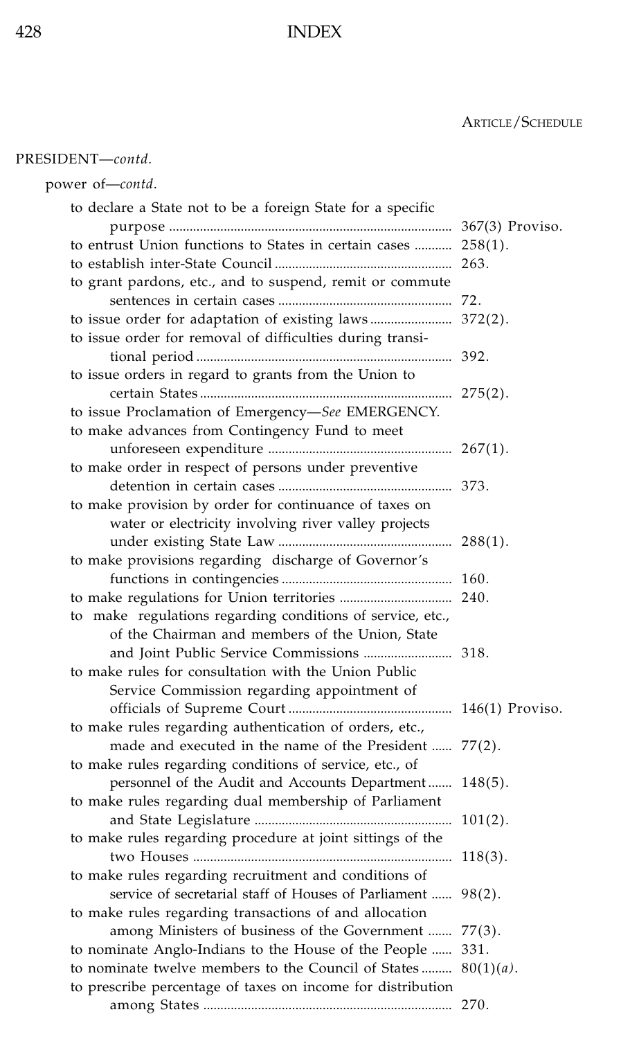ARTICLE/SCHEDULE

PRESIDENT—*contd.*

power of—*contd.*

| | |
|---|---|
| to declare a State not to be a foreign State for a specific purpose | 367(3) Proviso. |
| to entrust Union functions to States in certain cases | 258(1). |
| to establish inter-State Council | 263. |
| to grant pardons, etc., and to suspend, remit or commute sentences in certain cases | 72. |
| to issue order for adaptation of existing laws | 372(2). |
| to issue order for removal of difficulties during transitional period | 392. |
| to issue orders in regard to grants from the Union to certain States | 275(2). |
| to issue Proclamation of Emergency—*See* EMERGENCY. | |
| to make advances from Contingency Fund to meet unforeseen expenditure | 267(1). |
| to make order in respect of persons under preventive detention in certain cases | 373. |
| to make provision by order for continuance of taxes on water or electricity involving river valley projects under existing State Law | 288(1). |
| to make provisions regarding discharge of Governor's functions in contingencies | 160. |
| to make regulations for Union territories | 240. |
| to make regulations regarding conditions of service, etc., of the Chairman and members of the Union, State and Joint Public Service Commissions | 318. |
| to make rules for consultation with the Union Public Service Commission regarding appointment of officials of Supreme Court | 146(1) Proviso. |
| to make rules regarding authentication of orders, etc., made and executed in the name of the President | 77(2). |
| to make rules regarding conditions of service, etc., of personnel of the Audit and Accounts Department | 148(5). |
| to make rules regarding dual membership of Parliament and State Legislature | 101(2). |
| to make rules regarding procedure at joint sittings of the two Houses | 118(3). |
| to make rules regarding recruitment and conditions of service of secretarial staff of Houses of Parliament | 98(2). |
| to make rules regarding transactions of and allocation among Ministers of business of the Government | 77(3). |
| to nominate Anglo-Indians to the House of the People | 331. |
| to nominate twelve members to the Council of States | 80(1)(*a*). |
| to prescribe percentage of taxes on income for distribution among States | 270. |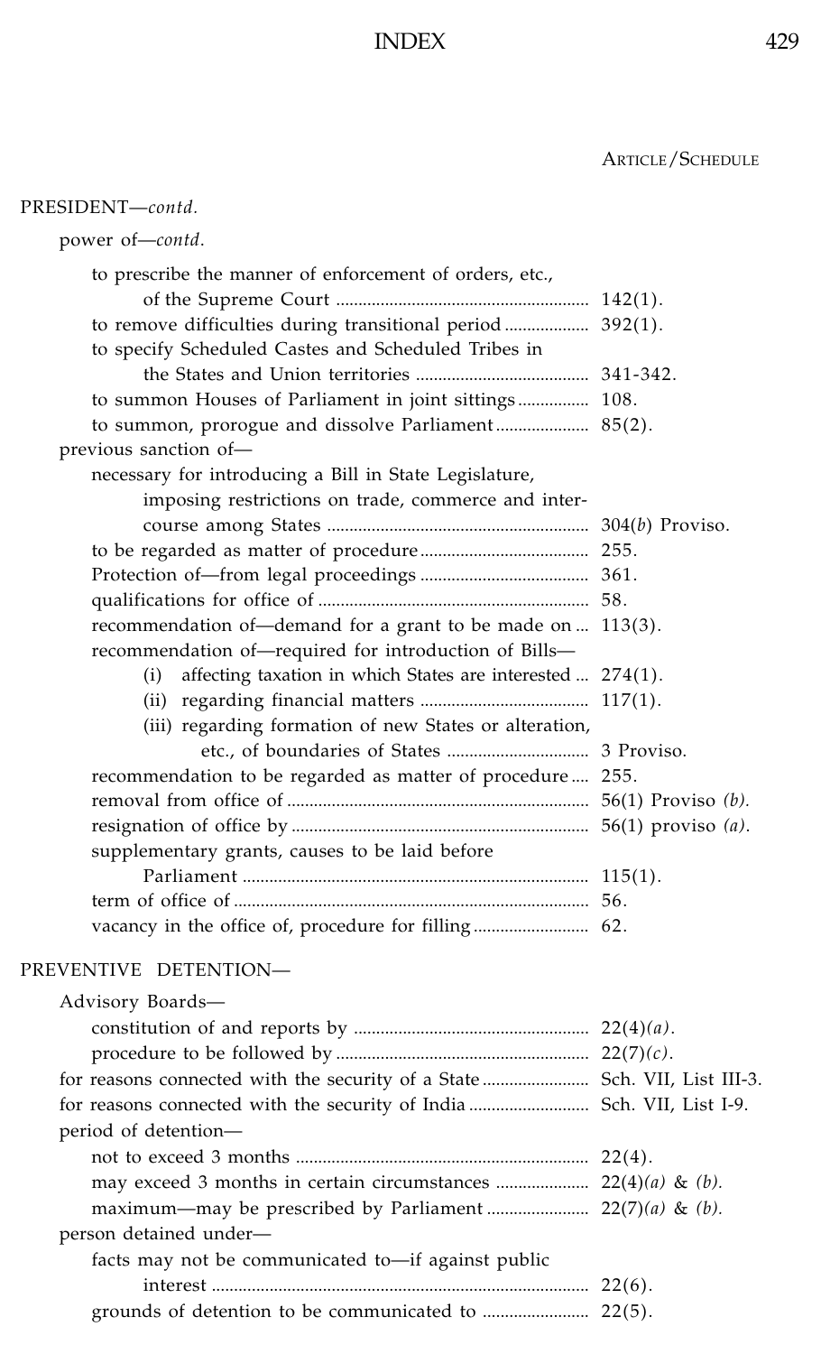ARTICLE/SCHEDULE

PRESIDENT—*contd.*

power of—*contd.*

- to prescribe the manner of enforcement of orders, etc., of the Supreme Court ......... 142(1).
- to remove difficulties during transitional period ......... 392(1).
- to specify Scheduled Castes and Scheduled Tribes in the States and Union territories ......... 341-342.
- to summon Houses of Parliament in joint sittings ......... 108.
- to summon, prorogue and dissolve Parliament ......... 85(2).

previous sanction of—

- necessary for introducing a Bill in State Legislature, imposing restrictions on trade, commerce and intercourse among States ......... 304(*b*) Proviso.
- to be regarded as matter of procedure ......... 255.
- Protection of—from legal proceedings ......... 361.
- qualifications for office of ......... 58.
- recommendation of—demand for a grant to be made on ......... 113(3).
- recommendation of—required for introduction of Bills—
  - (i) affecting taxation in which States are interested ......... 274(1).
  - (ii) regarding financial matters ......... 117(1).
  - (iii) regarding formation of new States or alteration, etc., of boundaries of States ......... 3 Proviso.
- recommendation to be regarded as matter of procedure ......... 255.
- removal from office of ......... 56(1) Proviso *(b).*
- resignation of office by ......... 56(1) proviso *(a).*
- supplementary grants, causes to be laid before Parliament ......... 115(1).
- term of office of ......... 56.
- vacancy in the office of, procedure for filling ......... 62.

PREVENTIVE DETENTION—

Advisory Boards—

- constitution of and reports by ......... 22(4)*(a).*
- procedure to be followed by ......... 22(7)*(c).*

for reasons connected with the security of a State ......... Sch. VII, List III-3.

for reasons connected with the security of India ......... Sch. VII, List I-9.

period of detention—

- not to exceed 3 months ......... 22(4).
- may exceed 3 months in certain circumstances ......... 22(4)*(a)* & *(b).*
- maximum—may be prescribed by Parliament ......... 22(7)*(a)* & *(b).*

person detained under—

- facts may not be communicated to—if against public interest ......... 22(6).
- grounds of detention to be communicated to ......... 22(5).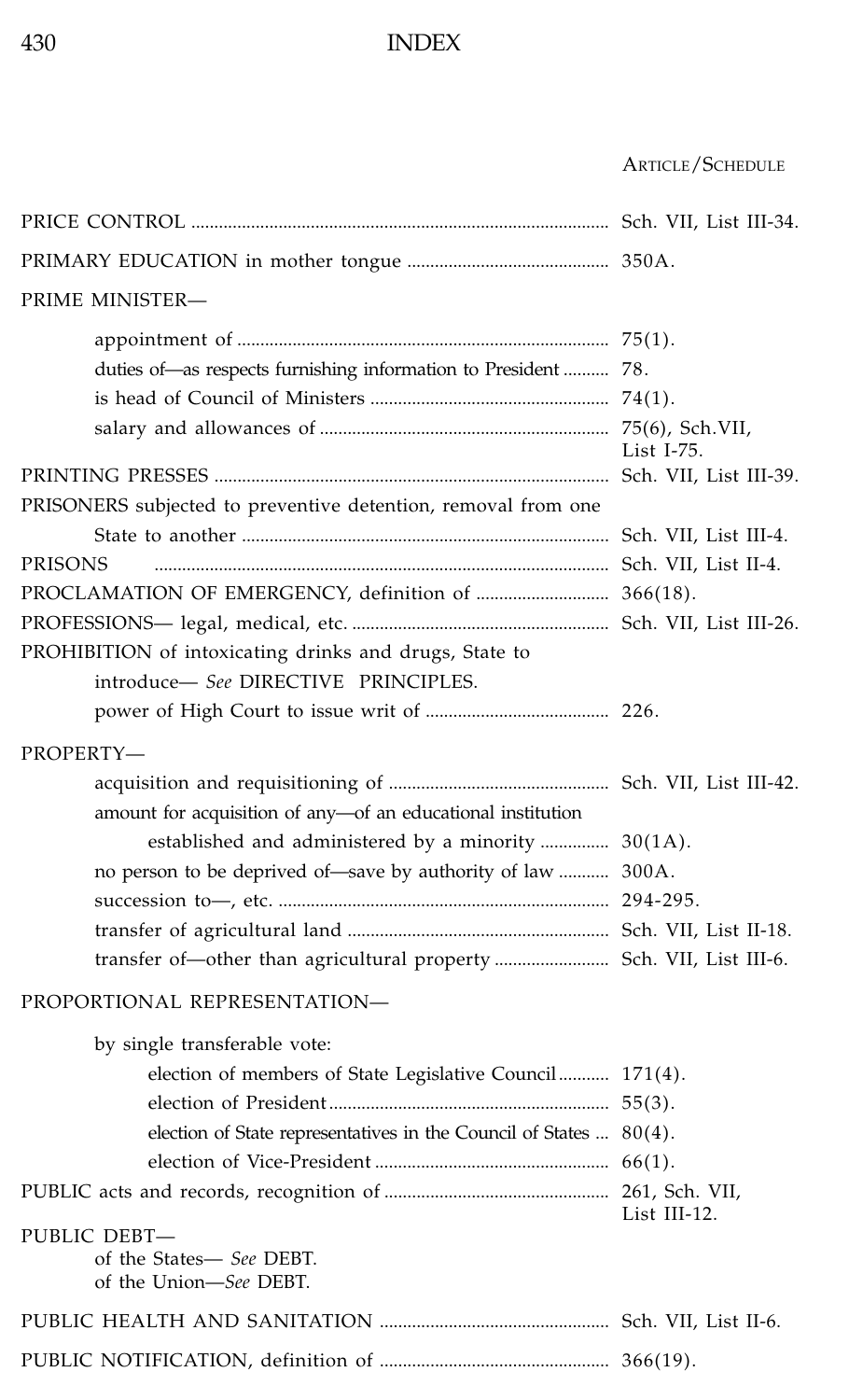# INDEX

| | ARTICLE/SCHEDULE |
|---|---|
| PRICE CONTROL | Sch. VII, List III-34. |
| PRIMARY EDUCATION in mother tongue | 350A. |
| PRIME MINISTER— | |
| appointment of | 75(1). |
| duties of—as respects furnishing information to President | 78. |
| is head of Council of Ministers | 74(1). |
| salary and allowances of | 75(6), Sch.VII, List I-75. |
| PRINTING PRESSES | Sch. VII, List III-39. |
| PRISONERS subjected to preventive detention, removal from one State to another | Sch. VII, List III-4. |
| PRISONS | Sch. VII, List II-4. |
| PROCLAMATION OF EMERGENCY, definition of | 366(18). |
| PROFESSIONS— legal, medical, etc. | Sch. VII, List III-26. |
| PROHIBITION of intoxicating drinks and drugs, State to introduce— *See* DIRECTIVE PRINCIPLES. | |
| power of High Court to issue writ of | 226. |
| PROPERTY— | |
| acquisition and requisitioning of | Sch. VII, List III-42. |
| amount for acquisition of any—of an educational institution established and administered by a minority | 30(1A). |
| no person to be deprived of—save by authority of law | 300A. |
| succession to—, etc. | 294-295. |
| transfer of agricultural land | Sch. VII, List II-18. |
| transfer of—other than agricultural property | Sch. VII, List III-6. |
| PROPORTIONAL REPRESENTATION— | |
| by single transferable vote: | |
| election of members of State Legislative Council | 171(4). |
| election of President | 55(3). |
| election of State representatives in the Council of States | 80(4). |
| election of Vice-President | 66(1). |
| PUBLIC acts and records, recognition of | 261, Sch. VII, List III-12. |
| PUBLIC DEBT— | |
| of the States— *See* DEBT. | |
| of the Union—*See* DEBT. | |
| PUBLIC HEALTH AND SANITATION | Sch. VII, List II-6. |
| PUBLIC NOTIFICATION, definition of | 366(19). |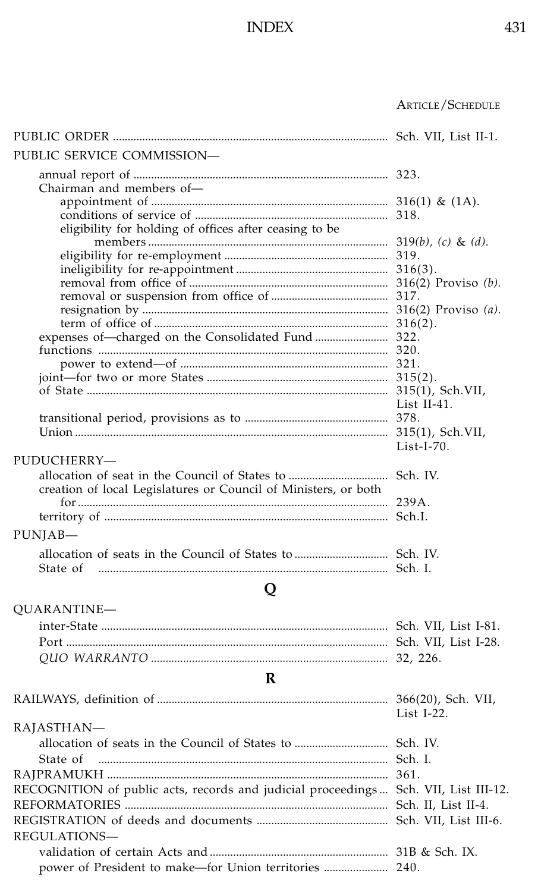| | ARTICLE/SCHEDULE |
|---|---|
| PUBLIC ORDER | Sch. VII, List II-1. |
| PUBLIC SERVICE COMMISSION— | |
| annual report of | 323. |
| Chairman and members of— | |
| appointment of | 316(1) & (1A). |
| conditions of service of | 318. |
| eligibility for holding of offices after ceasing to be members | 319*(b)*, *(c)* & *(d)*. |
| eligibility for re-employment | 319. |
| ineligibility for re-appointment | 316(3). |
| removal from office of | 316(2) Proviso *(b)*. |
| removal or suspension from office of | 317. |
| resignation by | 316(2) Proviso *(a)*. |
| term of office of | 316(2). |
| expenses of—charged on the Consolidated Fund | 322. |
| functions | 320. |
| power to extend—of | 321. |
| joint—for two or more States | 315(2). |
| of State | 315(1), Sch.VII, List II-41. |
| transitional period, provisions as to | 378. |
| Union | 315(1), Sch.VII, List-I-70. |
| PUDUCHERRY— | |
| allocation of seat in the Council of States to | Sch. IV. |
| creation of local Legislatures or Council of Ministers, or both for | 239A. |
| territory of | Sch.I. |
| PUNJAB— | |
| allocation of seats in the Council of States to | Sch. IV. |
| State of | Sch. I. |

## Q

| | |
|---|---|
| QUARANTINE— | |
| inter-State | Sch. VII, List I-81. |
| Port | Sch. VII, List I-28. |
| *QUO WARRANTO* | 32, 226. |

## R

| | |
|---|---|
| RAILWAYS, definition of | 366(20), Sch. VII, List I-22. |
| RAJASTHAN— | |
| allocation of seats in the Council of States to | Sch. IV. |
| State of | Sch. I. |
| RAJPRAMUKH | 361. |
| RECOGNITION of public acts, records and judicial proceedings | Sch. VII, List III-12. |
| REFORMATORIES | Sch. II, List II-4. |
| REGISTRATION of deeds and documents | Sch. VII, List III-6. |
| REGULATIONS— | |
| validation of certain Acts and | 31B & Sch. IX. |
| power of President to make—for Union territories | 240. |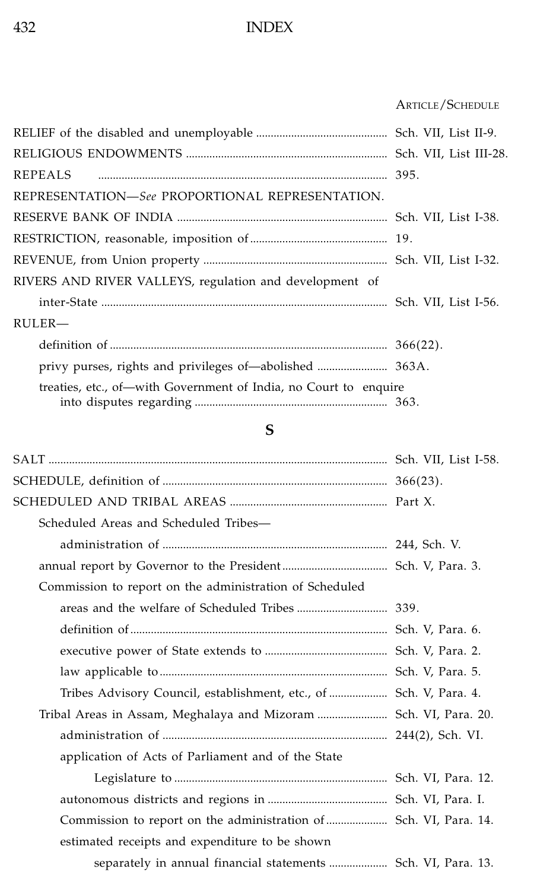| | ARTICLE/SCHEDULE |
|---|---|
| RELIEF of the disabled and unemployable | Sch. VII, List II-9. |
| RELIGIOUS ENDOWMENTS | Sch. VII, List III-28. |
| REPEALS | 395. |
| REPRESENTATION—*See* PROPORTIONAL REPRESENTATION. | |
| RESERVE BANK OF INDIA | Sch. VII, List I-38. |
| RESTRICTION, reasonable, imposition of | 19. |
| REVENUE, from Union property | Sch. VII, List I-32. |
| RIVERS AND RIVER VALLEYS, regulation and development of inter-State | Sch. VII, List I-56. |
| RULER— | |
| definition of | 366(22). |
| privy purses, rights and privileges of—abolished | 363A. |
| treaties, etc., of—with Government of India, no Court to enquire into disputes regarding | 363. |

## S

| | |
|---|---|
| SALT | Sch. VII, List I-58. |
| SCHEDULE, definition of | 366(23). |
| SCHEDULED AND TRIBAL AREAS | Part X. |
| Scheduled Areas and Scheduled Tribes— | |
| administration of | 244, Sch. V. |
| annual report by Governor to the President | Sch. V, Para. 3. |
| Commission to report on the administration of Scheduled areas and the welfare of Scheduled Tribes | 339. |
| definition of | Sch. V, Para. 6. |
| executive power of State extends to | Sch. V, Para. 2. |
| law applicable to | Sch. V, Para. 5. |
| Tribes Advisory Council, establishment, etc., of | Sch. V, Para. 4. |
| Tribal Areas in Assam, Meghalaya and Mizoram | Sch. VI, Para. 20. |
| administration of | 244(2), Sch. VI. |
| application of Acts of Parliament and of the State Legislature to | Sch. VI, Para. 12. |
| autonomous districts and regions in | Sch. VI, Para. I. |
| Commission to report on the administration of | Sch. VI, Para. 14. |
| estimated receipts and expenditure to be shown separately in annual financial statements | Sch. VI, Para. 13. |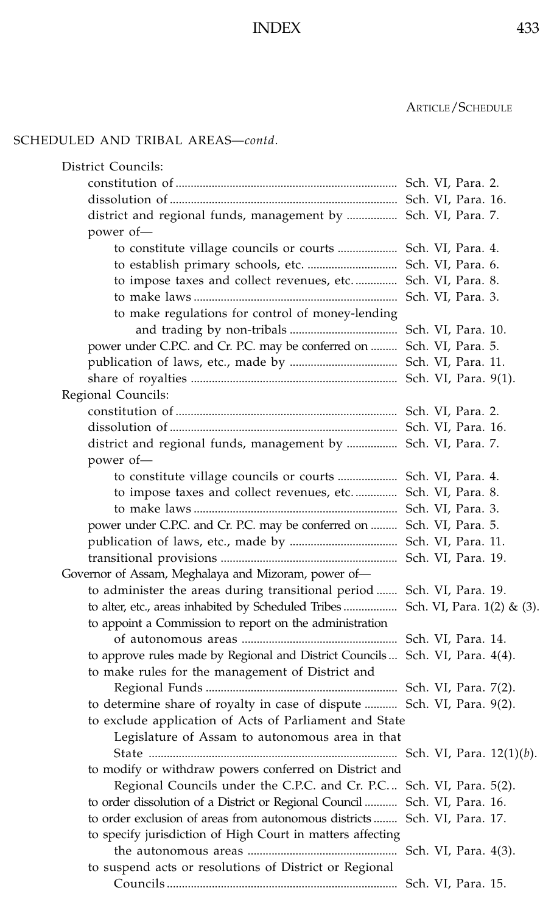ARTICLE/SCHEDULE

SCHEDULED AND TRIBAL AREAS—*contd.*

- District Councils:
  - constitution of ........ Sch. VI, Para. 2.
  - dissolution of ........ Sch. VI, Para. 16.
  - district and regional funds, management by ........ Sch. VI, Para. 7.
  - power of—
    - to constitute village councils or courts ........ Sch. VI, Para. 4.
    - to establish primary schools, etc. ........ Sch. VI, Para. 6.
    - to impose taxes and collect revenues, etc. ........ Sch. VI, Para. 8.
    - to make laws ........ Sch. VI, Para. 3.
    - to make regulations for control of money-lending and trading by non-tribals ........ Sch. VI, Para. 10.
  - power under C.P.C. and Cr. P.C. may be conferred on ........ Sch. VI, Para. 5.
  - publication of laws, etc., made by ........ Sch. VI, Para. 11.
  - share of royalties ........ Sch. VI, Para. 9(1).
- Regional Councils:
  - constitution of ........ Sch. VI, Para. 2.
  - dissolution of ........ Sch. VI, Para. 16.
  - district and regional funds, management by ........ Sch. VI, Para. 7.
  - power of—
    - to constitute village councils or courts ........ Sch. VI, Para. 4.
    - to impose taxes and collect revenues, etc. ........ Sch. VI, Para. 8.
    - to make laws ........ Sch. VI, Para. 3.
  - power under C.P.C. and Cr. P.C. may be conferred on ........ Sch. VI, Para. 5.
  - publication of laws, etc., made by ........ Sch. VI, Para. 11.
  - transitional provisions ........ Sch. VI, Para. 19.
- Governor of Assam, Meghalaya and Mizoram, power of—
  - to administer the areas during transitional period ........ Sch. VI, Para. 19.
  - to alter, etc., areas inhabited by Scheduled Tribes ........ Sch. VI, Para. 1(2) & (3).
  - to appoint a Commission to report on the administration of autonomous areas ........ Sch. VI, Para. 14.
  - to approve rules made by Regional and District Councils ........ Sch. VI, Para. 4(4).
  - to make rules for the management of District and Regional Funds ........ Sch. VI, Para. 7(2).
  - to determine share of royalty in case of dispute ........ Sch. VI, Para. 9(2).
  - to exclude application of Acts of Parliament and State Legislature of Assam to autonomous area in that State ........ Sch. VI, Para. 12(1)(*b*).
  - to modify or withdraw powers conferred on District and Regional Councils under the C.P.C. and Cr. P.C. ........ Sch. VI, Para. 5(2).
  - to order dissolution of a District or Regional Council ........ Sch. VI, Para. 16.
  - to order exclusion of areas from autonomous districts ........ Sch. VI, Para. 17.
  - to specify jurisdiction of High Court in matters affecting the autonomous areas ........ Sch. VI, Para. 4(3).
  - to suspend acts or resolutions of District or Regional Councils ........ Sch. VI, Para. 15.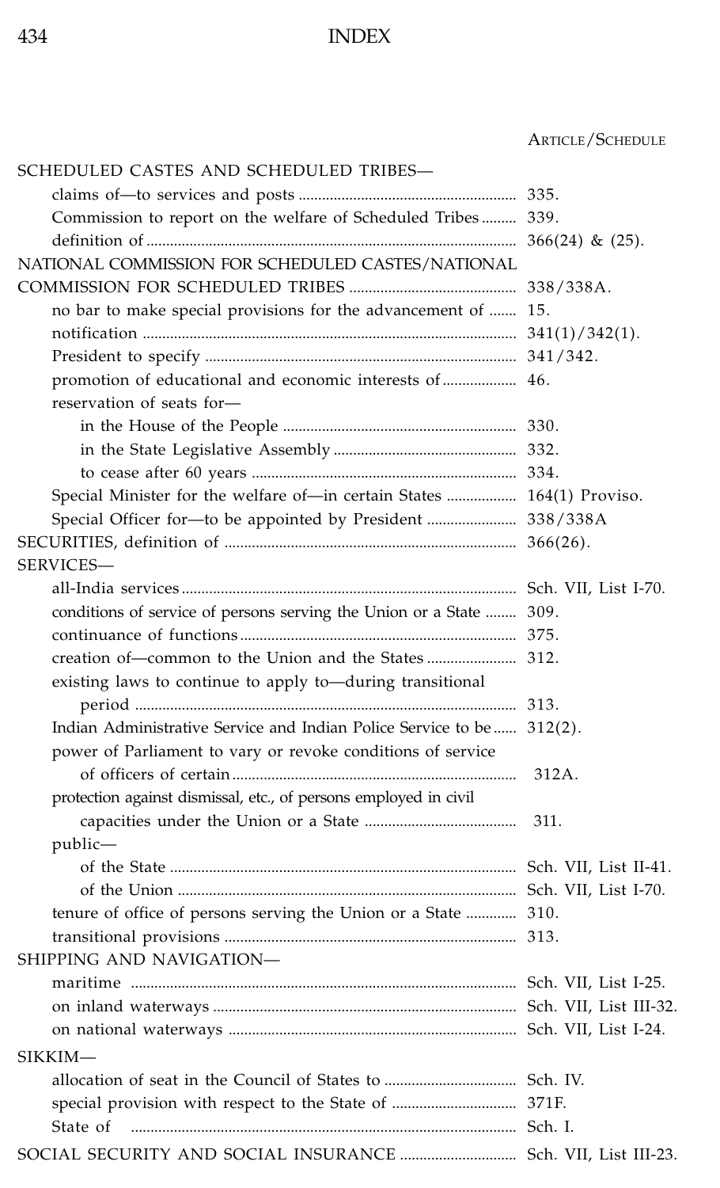| | ARTICLE/SCHEDULE |
|---|---|
| SCHEDULED CASTES AND SCHEDULED TRIBES— | |
| claims of—to services and posts | 335. |
| Commission to report on the welfare of Scheduled Tribes | 339. |
| definition of | 366(24) & (25). |
| NATIONAL COMMISSION FOR SCHEDULED CASTES/NATIONAL COMMISSION FOR SCHEDULED TRIBES | 338/338A. |
| no bar to make special provisions for the advancement of | 15. |
| notification | 341(1)/342(1). |
| President to specify | 341/342. |
| promotion of educational and economic interests of | 46. |
| reservation of seats for— | |
| in the House of the People | 330. |
| in the State Legislative Assembly | 332. |
| to cease after 60 years | 334. |
| Special Minister for the welfare of—in certain States | 164(1) Proviso. |
| Special Officer for—to be appointed by President | 338/338A |
| SECURITIES, definition of | 366(26). |
| SERVICES— | |
| all-India services | Sch. VII, List I-70. |
| conditions of service of persons serving the Union or a State | 309. |
| continuance of functions | 375. |
| creation of—common to the Union and the States | 312. |
| existing laws to continue to apply to—during transitional period | 313. |
| Indian Administrative Service and Indian Police Service to be | 312(2). |
| power of Parliament to vary or revoke conditions of service of officers of certain | 312A. |
| protection against dismissal, etc., of persons employed in civil capacities under the Union or a State | 311. |
| public— | |
| of the State | Sch. VII, List II-41. |
| of the Union | Sch. VII, List I-70. |
| tenure of office of persons serving the Union or a State | 310. |
| transitional provisions | 313. |
| SHIPPING AND NAVIGATION— | |
| maritime | Sch. VII, List I-25. |
| on inland waterways | Sch. VII, List III-32. |
| on national waterways | Sch. VII, List I-24. |
| SIKKIM— | |
| allocation of seat in the Council of States to | Sch. IV. |
| special provision with respect to the State of | 371F. |
| State of | Sch. I. |
| SOCIAL SECURITY AND SOCIAL INSURANCE | Sch. VII, List III-23. |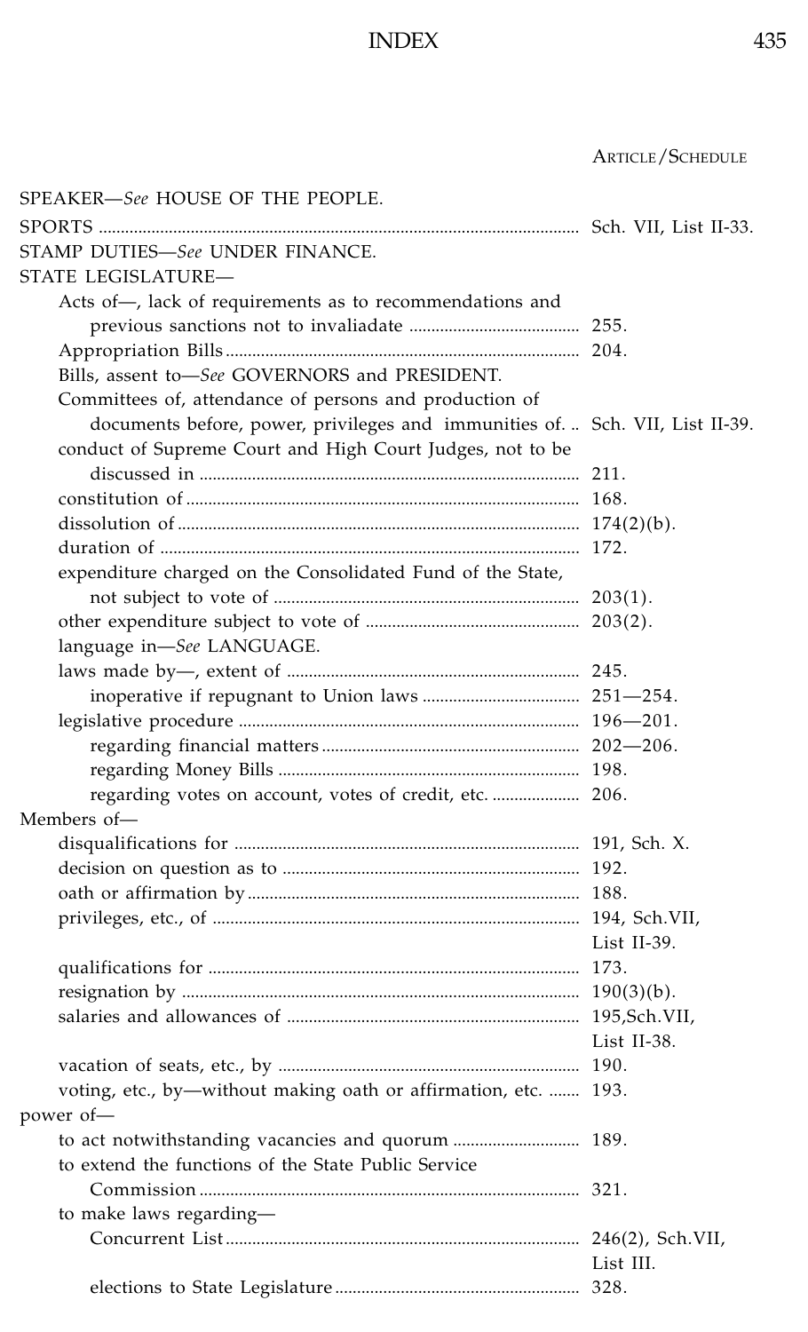| | ARTICLE/SCHEDULE |
|---|---|
| SPEAKER—*See* HOUSE OF THE PEOPLE. | |
| SPORTS | Sch. VII, List II-33. |
| STAMP DUTIES—*See* UNDER FINANCE. | |
| STATE LEGISLATURE— | |
| Acts of—, lack of requirements as to recommendations and previous sanctions not to invaliadate | 255. |
| Appropriation Bills | 204. |
| Bills, assent to—*See* GOVERNORS and PRESIDENT. | |
| Committees of, attendance of persons and production of documents before, power, privileges and immunities of. | Sch. VII, List II-39. |
| conduct of Supreme Court and High Court Judges, not to be discussed in | 211. |
| constitution of | 168. |
| dissolution of | 174(2)(b). |
| duration of | 172. |
| expenditure charged on the Consolidated Fund of the State, not subject to vote of | 203(1). |
| other expenditure subject to vote of | 203(2). |
| language in—*See* LANGUAGE. | |
| laws made by—, extent of | 245. |
| inoperative if repugnant to Union laws | 251—254. |
| legislative procedure | 196—201. |
| regarding financial matters | 202—206. |
| regarding Money Bills | 198. |
| regarding votes on account, votes of credit, etc. | 206. |
| Members of— | |
| disqualifications for | 191, Sch. X. |
| decision on question as to | 192. |
| oath or affirmation by | 188. |
| privileges, etc., of | 194, Sch.VII, List II-39. |
| qualifications for | 173. |
| resignation by | 190(3)(b). |
| salaries and allowances of | 195,Sch.VII, List II-38. |
| vacation of seats, etc., by | 190. |
| voting, etc., by—without making oath or affirmation, etc. | 193. |
| power of— | |
| to act notwithstanding vacancies and quorum | 189. |
| to extend the functions of the State Public Service Commission | 321. |
| to make laws regarding— | |
| Concurrent List | 246(2), Sch.VII, List III. |
| elections to State Legislature | 328. |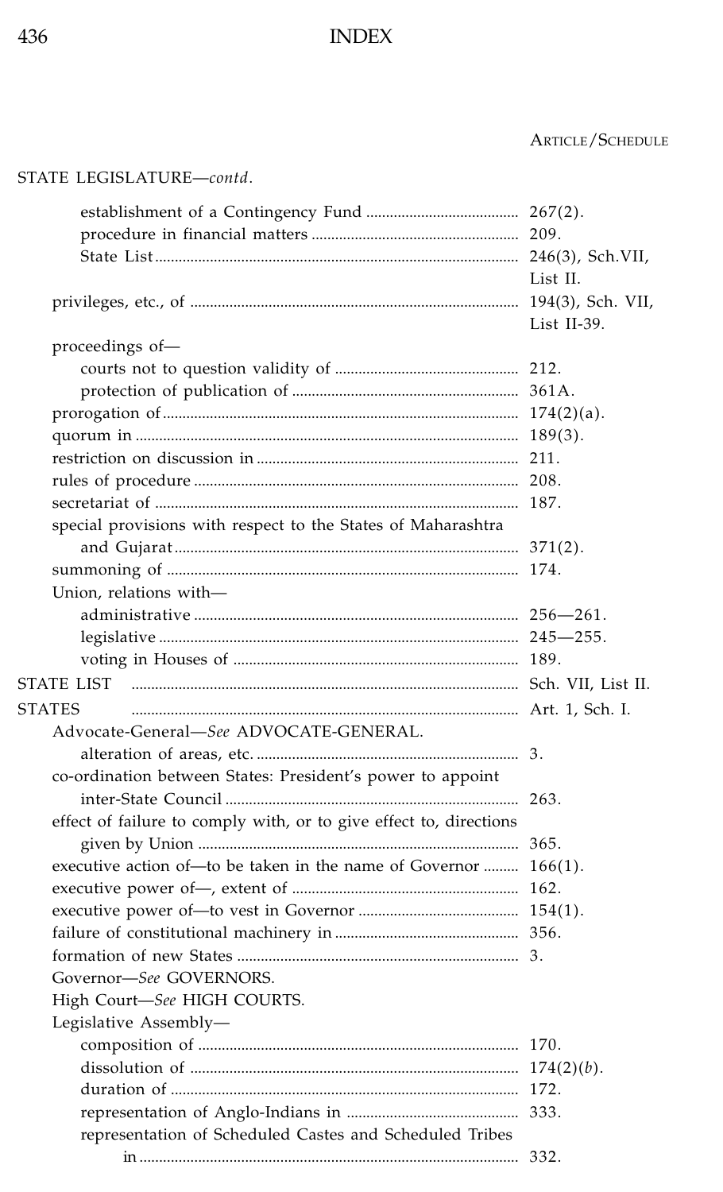ARTICLE/SCHEDULE

STATE LEGISLATURE—*contd.*

- establishment of a Contingency Fund ........ 267(2).
- procedure in financial matters ........ 209.
- State List ........ 246(3), Sch.VII, List II.

privileges, etc., of ........ 194(3), Sch. VII, List II-39.

proceedings of—
- courts not to question validity of ........ 212.
- protection of publication of ........ 361A.

prorogation of ........ 174(2)(a).

quorum in ........ 189(3).

restriction on discussion in ........ 211.

rules of procedure ........ 208.

secretariat of ........ 187.

special provisions with respect to the States of Maharashtra and Gujarat ........ 371(2).

summoning of ........ 174.

Union, relations with—
- administrative ........ 256—261.
- legislative ........ 245—255.
- voting in Houses of ........ 189.

STATE LIST ........ Sch. VII, List II.

STATES ........ Art. 1, Sch. I.

Advocate-General—*See* ADVOCATE-GENERAL.
- alteration of areas, etc. ........ 3.

co-ordination between States: President's power to appoint inter-State Council ........ 263.

effect of failure to comply with, or to give effect to, directions given by Union ........ 365.

executive action of—to be taken in the name of Governor ........ 166(1).

executive power of—, extent of ........ 162.

executive power of—to vest in Governor ........ 154(1).

failure of constitutional machinery in ........ 356.

formation of new States ........ 3.

Governor—*See* GOVERNORS.

High Court—*See* HIGH COURTS.

Legislative Assembly—
- composition of ........ 170.
- dissolution of ........ 174(2)(*b*).
- duration of ........ 172.
- representation of Anglo-Indians in ........ 333.
- representation of Scheduled Castes and Scheduled Tribes in ........ 332.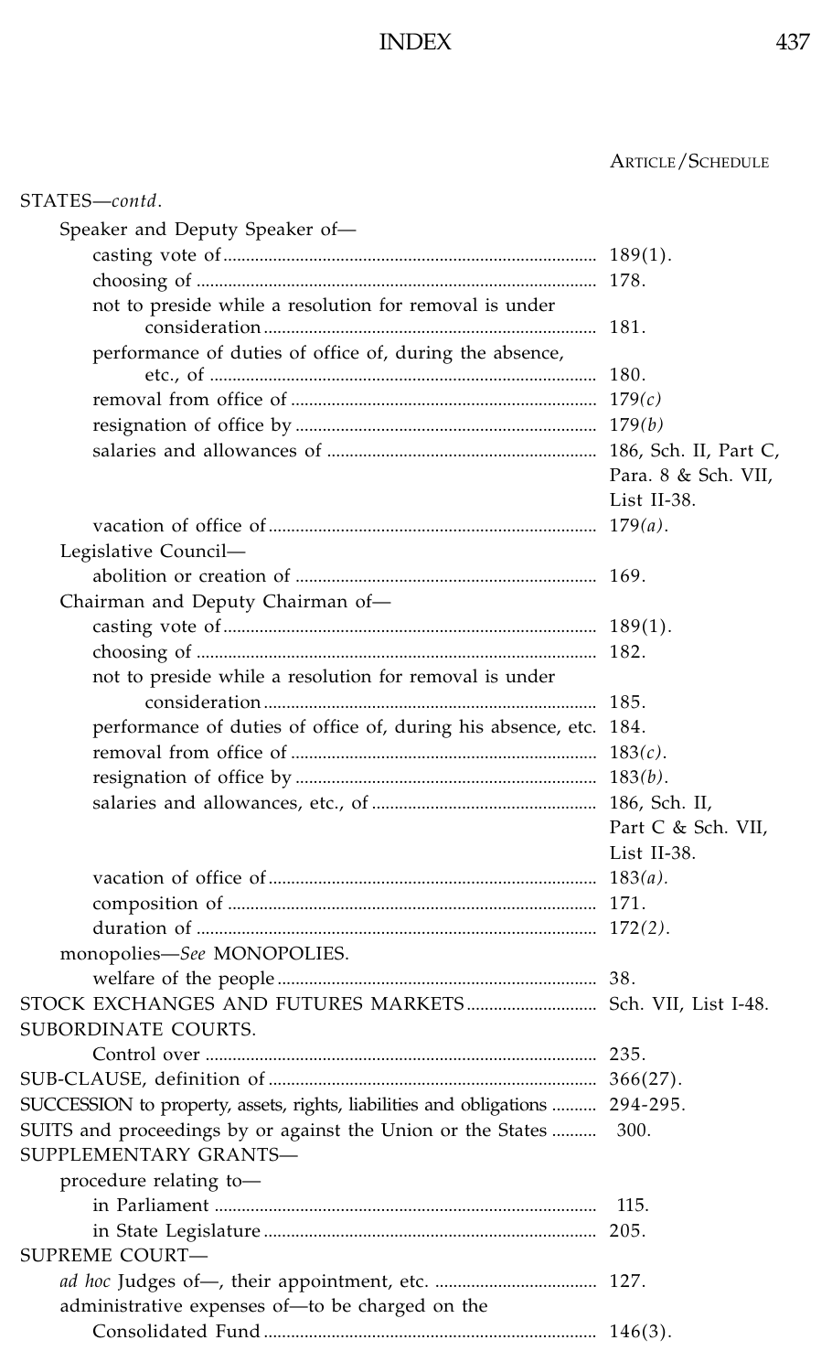ARTICLE/SCHEDULE

STATES—*contd*.

- Speaker and Deputy Speaker of—
  - casting vote of ........ 189(1).
  - choosing of ........ 178.
  - not to preside while a resolution for removal is under consideration ........ 181.
  - performance of duties of office of, during the absence, etc., of ........ 180.
  - removal from office of ........ 179*(c)*
  - resignation of office by ........ 179*(b)*
  - salaries and allowances of ........ 186, Sch. II, Part C, Para. 8 & Sch. VII, List II-38.
  - vacation of office of ........ 179*(a)*.
- Legislative Council—
  - abolition or creation of ........ 169.
- Chairman and Deputy Chairman of—
  - casting vote of ........ 189(1).
  - choosing of ........ 182.
  - not to preside while a resolution for removal is under consideration ........ 185.
  - performance of duties of office of, during his absence, etc. 184.
  - removal from office of ........ 183*(c)*.
  - resignation of office by ........ 183*(b)*.
  - salaries and allowances, etc., of ........ 186, Sch. II, Part C & Sch. VII, List II-38.
  - vacation of office of ........ 183*(a)*.
  - composition of ........ 171.
  - duration of ........ 172*(2)*.
- monopolies—*See* MONOPOLIES.
  - welfare of the people ........ 38.

STOCK EXCHANGES AND FUTURES MARKETS ........ Sch. VII, List I-48.

SUBORDINATE COURTS.

- Control over ........ 235.

SUB-CLAUSE, definition of ........ 366(27).

SUCCESSION to property, assets, rights, liabilities and obligations ........ 294-295.

SUITS and proceedings by or against the Union or the States ........ 300.

SUPPLEMENTARY GRANTS—

- procedure relating to—
  - in Parliament ........ 115.
  - in State Legislature ........ 205.

SUPREME COURT—

- *ad hoc* Judges of—, their appointment, etc. ........ 127.
- administrative expenses of—to be charged on the Consolidated Fund ........ 146(3).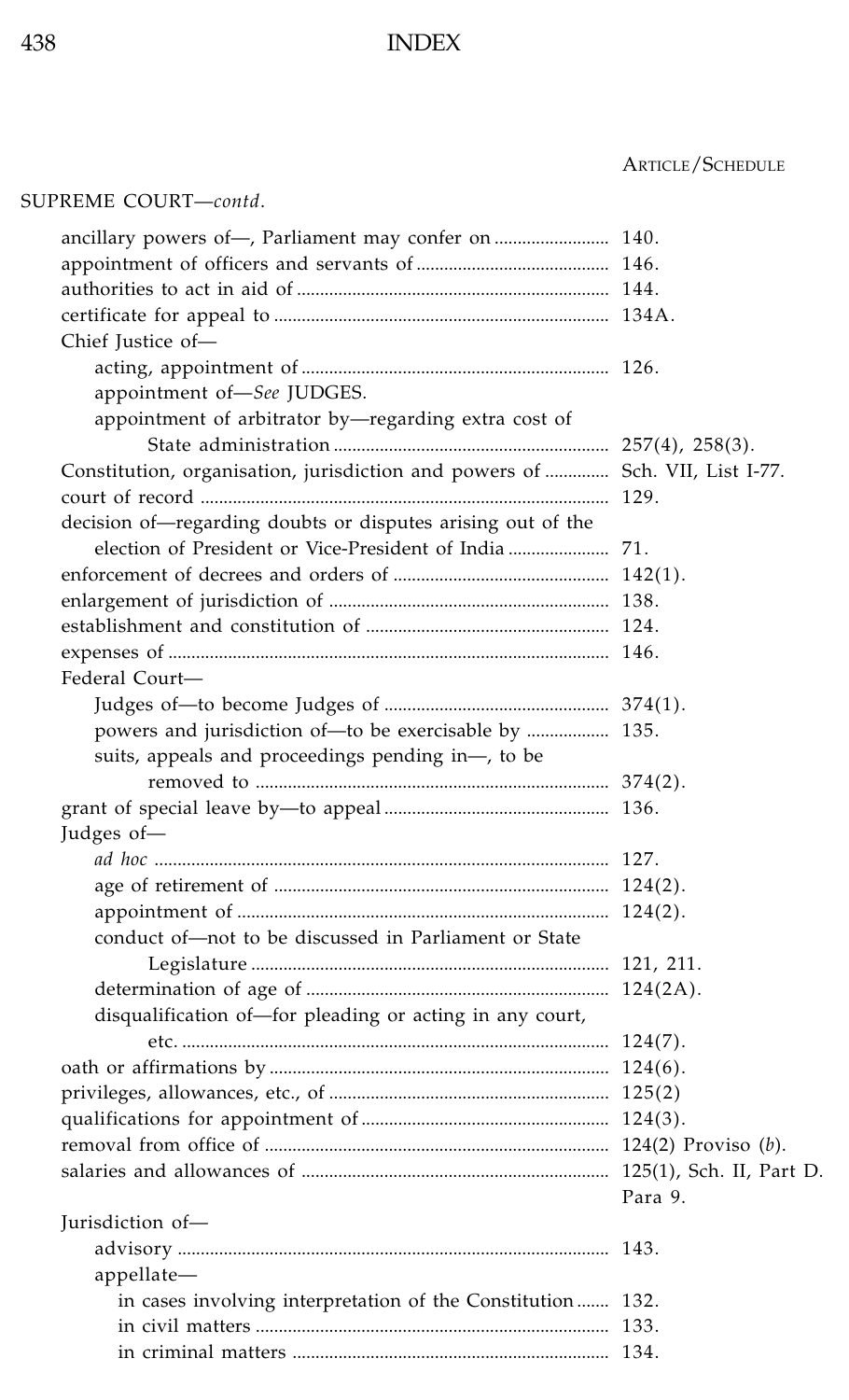ARTICLE/SCHEDULE

SUPREME COURT—*contd.*

- ancillary powers of—, Parliament may confer on ........................ 140.
- appointment of officers and servants of .......................................... 146.
- authorities to act in aid of .................................................................. 144.
- certificate for appeal to ........................................................................ 134A.
- Chief Justice of—
  - acting, appointment of ..................................................................... 126.
  - appointment of—*See* JUDGES.
  - appointment of arbitrator by—regarding extra cost of State administration ........................................................... 257(4), 258(3).
- Constitution, organisation, jurisdiction and powers of ............. Sch. VII, List I-77.
- court of record ....................................................................................... 129.
- decision of—regarding doubts or disputes arising out of the election of President or Vice-President of India ...................... 71.
- enforcement of decrees and orders of ............................................... 142(1).
- enlargement of jurisdiction of ............................................................. 138.
- establishment and constitution of ..................................................... 124.
- expenses of ............................................................................................... 146.
- Federal Court—
  - Judges of—to become Judges of ................................................. 374(1).
  - powers and jurisdiction of—to be exercisable by .................. 135.
  - suits, appeals and proceedings pending in—, to be removed to ............................................................................ 374(2).
- grant of special leave by—to appeal ................................................ 136.
- Judges of—
  - *ad hoc* .................................................................................................. 127.
  - age of retirement of ......................................................................... 124(2).
  - appointment of .................................................................................. 124(2).
  - conduct of—not to be discussed in Parliament or State Legislature .............................................................................. 121, 211.
  - determination of age of .................................................................. 124(2A).
  - disqualification of—for pleading or acting in any court, etc. ............................................................................................. 124(7).
- oath or affirmations by .......................................................................... 124(6).
- privileges, allowances, etc., of ............................................................. 125(2)
- qualifications for appointment of ...................................................... 124(3).
- removal from office of ........................................................................... 124(2) Proviso (*b*).
- salaries and allowances of .................................................................. 125(1), Sch. II, Part D. Para 9.
- Jurisdiction of—
  - advisory .............................................................................................. 143.
  - appellate—
    - in cases involving interpretation of the Constitution ....... 132.
    - in civil matters ............................................................................ 133.
    - in criminal matters .................................................................... 134.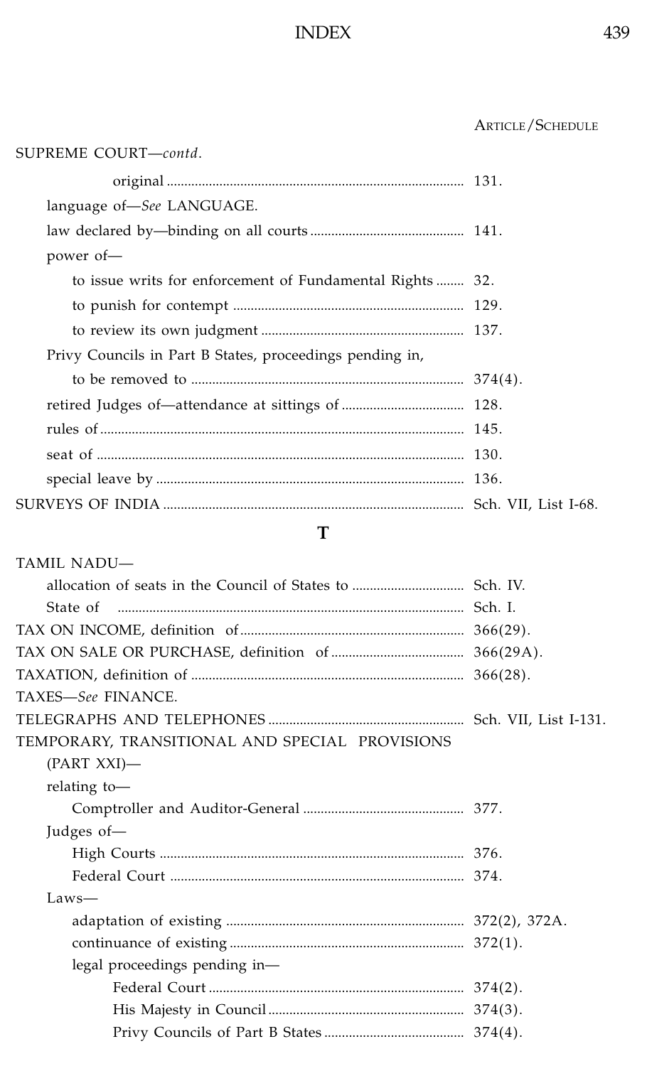| | ARTICLE/SCHEDULE |
|---|---|
| SUPREME COURT—*contd.* | |
| original | 131. |
| language of—*See* LANGUAGE. | |
| law declared by—binding on all courts | 141. |
| power of— | |
| to issue writs for enforcement of Fundamental Rights | 32. |
| to punish for contempt | 129. |
| to review its own judgment | 137. |
| Privy Councils in Part B States, proceedings pending in, to be removed to | 374(4). |
| retired Judges of—attendance at sittings of | 128. |
| rules of | 145. |
| seat of | 130. |
| special leave by | 136. |
| SURVEYS OF INDIA | Sch. VII, List I-68. |

## T

| | |
|---|---|
| TAMIL NADU— | |
| allocation of seats in the Council of States to | Sch. IV. |
| State of | Sch. I. |
| TAX ON INCOME, definition of | 366(29). |
| TAX ON SALE OR PURCHASE, definition of | 366(29A). |
| TAXATION, definition of | 366(28). |
| TAXES—*See* FINANCE. | |
| TELEGRAPHS AND TELEPHONES | Sch. VII, List I-131. |
| TEMPORARY, TRANSITIONAL AND SPECIAL PROVISIONS (PART XXI)— | |
| relating to— | |
| Comptroller and Auditor-General | 377. |
| Judges of— | |
| High Courts | 376. |
| Federal Court | 374. |
| Laws— | |
| adaptation of existing | 372(2), 372A. |
| continuance of existing | 372(1). |
| legal proceedings pending in— | |
| Federal Court | 374(2). |
| His Majesty in Council | 374(3). |
| Privy Councils of Part B States | 374(4). |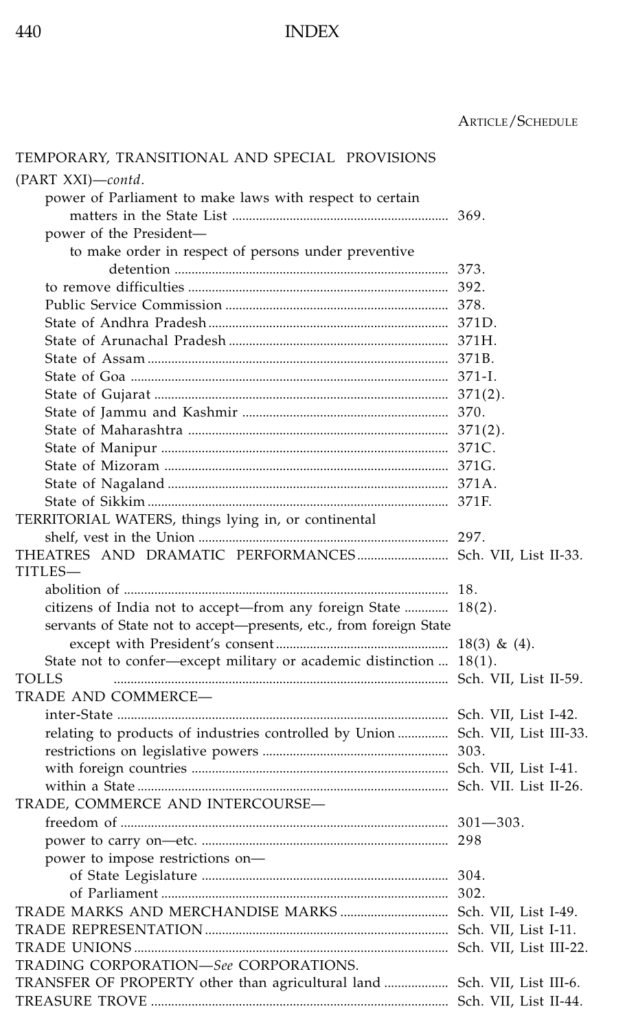ARTICLE/SCHEDULE

TEMPORARY, TRANSITIONAL AND SPECIAL PROVISIONS (PART XXI)—*contd.*

- power of Parliament to make laws with respect to certain matters in the State List ..... 369.
- power of the President—
  - to make order in respect of persons under preventive detention ..... 373.
- to remove difficulties ..... 392.
- Public Service Commission ..... 378.
- State of Andhra Pradesh ..... 371D.
- State of Arunachal Pradesh ..... 371H.
- State of Assam ..... 371B.
- State of Goa ..... 371-I.
- State of Gujarat ..... 371(2).
- State of Jammu and Kashmir ..... 370.
- State of Maharashtra ..... 371(2).
- State of Manipur ..... 371C.
- State of Mizoram ..... 371G.
- State of Nagaland ..... 371A.
- State of Sikkim ..... 371F.

TERRITORIAL WATERS, things lying in, or continental shelf, vest in the Union ..... 297.

THEATRES AND DRAMATIC PERFORMANCES ..... Sch. VII, List II-33.

TITLES—

- abolition of ..... 18.
- citizens of India not to accept—from any foreign State ..... 18(2).
- servants of State not to accept—presents, etc., from foreign State except with President's consent ..... 18(3) & (4).
- State not to confer—except military or academic distinction ... 18(1).

TOLLS ..... Sch. VII, List II-59.

TRADE AND COMMERCE—

- inter-State ..... Sch. VII, List I-42.
- relating to products of industries controlled by Union ..... Sch. VII, List III-33.
- restrictions on legislative powers ..... 303.
- with foreign countries ..... Sch. VII, List I-41.
- within a State ..... Sch. VII. List II-26.

TRADE, COMMERCE AND INTERCOURSE—

- freedom of ..... 301—303.
- power to carry on—etc. ..... 298
- power to impose restrictions on—
  - of State Legislature ..... 304.
  - of Parliament ..... 302.

TRADE MARKS AND MERCHANDISE MARKS ..... Sch. VII, List I-49.

TRADE REPRESENTATION ..... Sch. VII, List I-11.

TRADE UNIONS ..... Sch. VII, List III-22.

TRADING CORPORATION—*See* CORPORATIONS.

TRANSFER OF PROPERTY other than agricultural land ..... Sch. VII, List III-6.

TREASURE TROVE ..... Sch. VII, List II-44.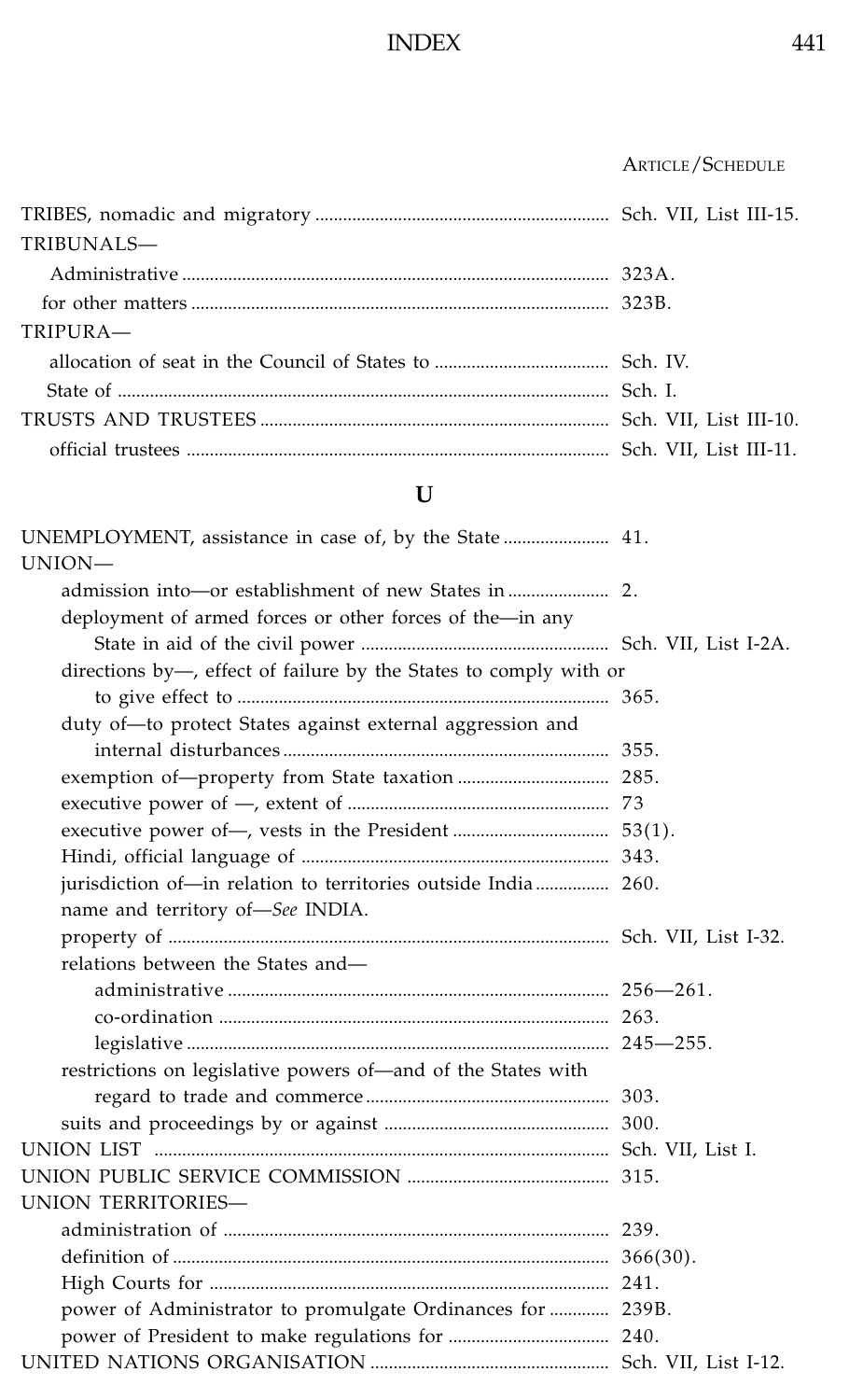| | ARTICLE/SCHEDULE |
|---|---|
| TRIBES, nomadic and migratory | Sch. VII, List III-15. |
| TRIBUNALS— | |
| Administrative | 323A. |
| for other matters | 323B. |
| TRIPURA— | |
| allocation of seat in the Council of States to | Sch. IV. |
| State of | Sch. I. |
| TRUSTS AND TRUSTEES | Sch. VII, List III-10. |
| official trustees | Sch. VII, List III-11. |

## U

| | |
|---|---|
| UNEMPLOYMENT, assistance in case of, by the State | 41. |
| UNION— | |
| admission into—or establishment of new States in | 2. |
| deployment of armed forces or other forces of the—in any State in aid of the civil power | Sch. VII, List I-2A. |
| directions by—, effect of failure by the States to comply with or to give effect to | 365. |
| duty of—to protect States against external aggression and internal disturbances | 355. |
| exemption of—property from State taxation | 285. |
| executive power of —, extent of | 73 |
| executive power of—, vests in the President | 53(1). |
| Hindi, official language of | 343. |
| jurisdiction of—in relation to territories outside India | 260. |
| name and territory of—*See* INDIA. | |
| property of | Sch. VII, List I-32. |
| relations between the States and— | |
| administrative | 256—261. |
| co-ordination | 263. |
| legislative | 245—255. |
| restrictions on legislative powers of—and of the States with regard to trade and commerce | 303. |
| suits and proceedings by or against | 300. |
| UNION LIST | Sch. VII, List I. |
| UNION PUBLIC SERVICE COMMISSION | 315. |
| UNION TERRITORIES— | |
| administration of | 239. |
| definition of | 366(30). |
| High Courts for | 241. |
| power of Administrator to promulgate Ordinances for | 239B. |
| power of President to make regulations for | 240. |
| UNITED NATIONS ORGANISATION | Sch. VII, List I-12. |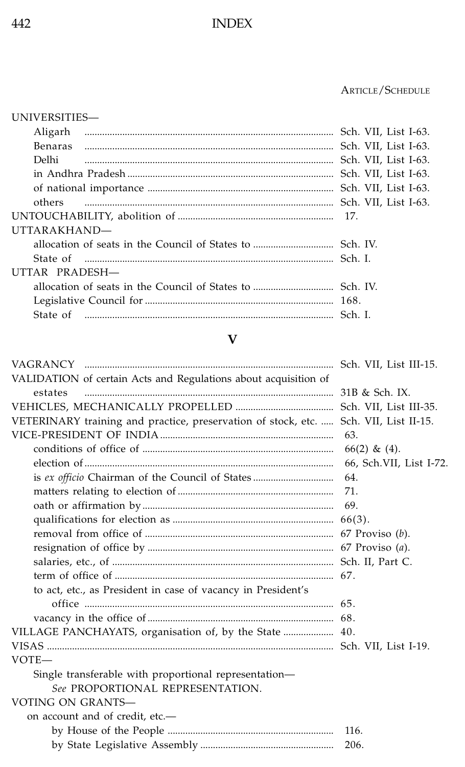ARTICLE/SCHEDULE

UNIVERSITIES—
- Aligarh .......... Sch. VII, List I-63.
- Benaras .......... Sch. VII, List I-63.
- Delhi .......... Sch. VII, List I-63.
- in Andhra Pradesh .......... Sch. VII, List I-63.
- of national importance .......... Sch. VII, List I-63.
- others .......... Sch. VII, List I-63.

UNTOUCHABILITY, abolition of .......... 17.

UTTARAKHAND—
- allocation of seats in the Council of States to .......... Sch. IV.
- State of .......... Sch. I.

UTTAR PRADESH—
- allocation of seats in the Council of States to .......... Sch. IV.
- Legislative Council for .......... 168.
- State of .......... Sch. I.

## V

VAGRANCY .......... Sch. VII, List III-15.

VALIDATION of certain Acts and Regulations about acquisition of estates .......... 31B & Sch. IX.

VEHICLES, MECHANICALLY PROPELLED .......... Sch. VII, List III-35.

VETERINARY training and practice, preservation of stock, etc. .......... Sch. VII, List II-15.

VICE-PRESIDENT OF INDIA .......... 63.
- conditions of office of .......... 66(2) & (4).
- election of .......... 66, Sch.VII, List I-72.
- is *ex officio* Chairman of the Council of States .......... 64.
- matters relating to election of .......... 71.
- oath or affirmation by .......... 69.
- qualifications for election as .......... 66(3).
- removal from office of .......... 67 Proviso (*b*).
- resignation of office by .......... 67 Proviso (*a*).
- salaries, etc., of .......... Sch. II, Part C.
- term of office of .......... 67.
- to act, etc., as President in case of vacancy in President's office .......... 65.
- vacancy in the office of .......... 68.

VILLAGE PANCHAYATS, organisation of, by the State .......... 40.

VISAS .......... Sch. VII, List I-19.

VOTE—
- Single transferable with proportional representation— *See* PROPORTIONAL REPRESENTATION.

VOTING ON GRANTS—
- on account and of credit, etc.—
  - by House of the People .......... 116.
  - by State Legislative Assembly .......... 206.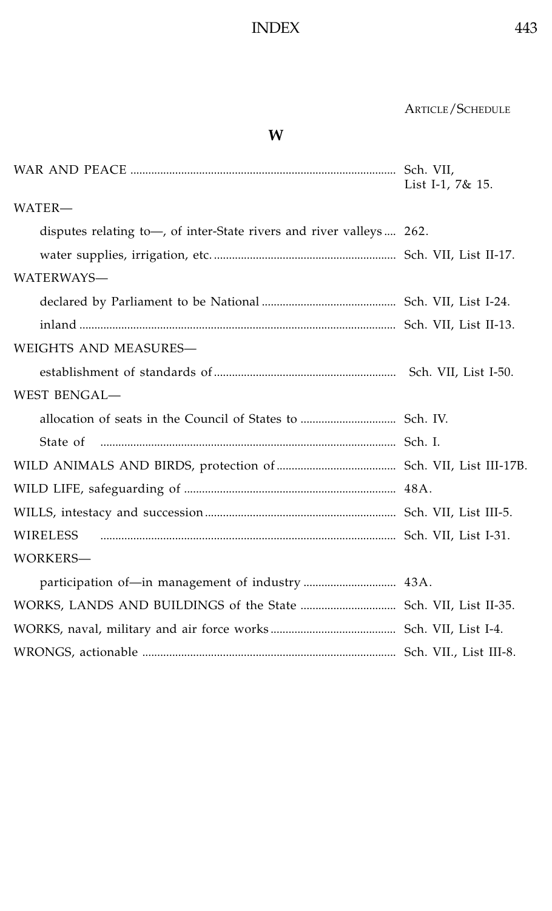ARTICLE/SCHEDULE

## W

WAR AND PEACE ........................................ Sch. VII, List I-1, 7& 15.

WATER—

- disputes relating to—, of inter-State rivers and river valleys .... 262.
- water supplies, irrigation, etc. ........................................ Sch. VII, List II-17.

WATERWAYS—

- declared by Parliament to be National ........................................ Sch. VII, List I-24.
- inland ........................................ Sch. VII, List II-13.

WEIGHTS AND MEASURES—

- establishment of standards of ........................................ Sch. VII, List I-50.

WEST BENGAL—

- allocation of seats in the Council of States to ........................................ Sch. IV.
- State of ........................................ Sch. I.

WILD ANIMALS AND BIRDS, protection of ........................................ Sch. VII, List III-17B.

WILD LIFE, safeguarding of ........................................ 48A.

WILLS, intestacy and succession ........................................ Sch. VII, List III-5.

WIRELESS ........................................ Sch. VII, List I-31.

WORKERS—

- participation of—in management of industry ........................................ 43A.

WORKS, LANDS AND BUILDINGS of the State ........................................ Sch. VII, List II-35.

WORKS, naval, military and air force works ........................................ Sch. VII, List I-4.

WRONGS, actionable ........................................ Sch. VII., List III-8.